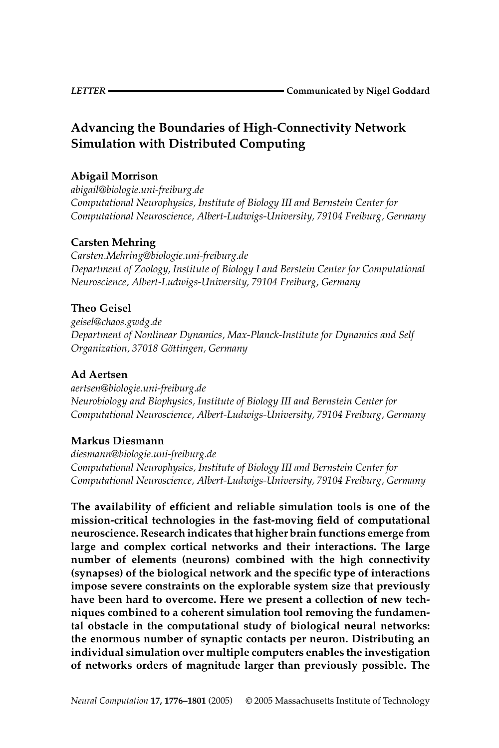LETTER — Communicated by Nigel Goddard

# Advancing the Boundaries of High-Connectivity Network Simulation with Distributed Computing

**Abigail Morrison**
*abigail@biologie.uni-freiburg.de*
*Computational Neurophysics, Institute of Biology III and Bernstein Center for Computational Neuroscience, Albert-Ludwigs-University, 79104 Freiburg, Germany*

**Carsten Mehring**
*Carsten.Mehring@biologie.uni-freiburg.de*
*Department of Zoology, Institute of Biology I and Berstein Center for Computational Neuroscience, Albert-Ludwigs-University, 79104 Freiburg, Germany*

**Theo Geisel**
*geisel@chaos.gwdg.de*
*Department of Nonlinear Dynamics, Max-Planck-Institute for Dynamics and Self Organization, 37018 Göttingen, Germany*

**Ad Aertsen**
*aertsen@biologie.uni-freiburg.de*
*Neurobiology and Biophysics, Institute of Biology III and Bernstein Center for Computational Neuroscience, Albert-Ludwigs-University, 79104 Freiburg, Germany*

**Markus Diesmann**
*diesmann@biologie.uni-freiburg.de*
*Computational Neurophysics, Institute of Biology III and Bernstein Center for Computational Neuroscience, Albert-Ludwigs-University, 79104 Freiburg, Germany*

**The availability of efficient and reliable simulation tools is one of the mission-critical technologies in the fast-moving field of computational neuroscience. Research indicates that higher brain functions emerge from large and complex cortical networks and their interactions. The large number of elements (neurons) combined with the high connectivity (synapses) of the biological network and the specific type of interactions impose severe constraints on the explorable system size that previously have been hard to overcome. Here we present a collection of new techniques combined to a coherent simulation tool removing the fundamental obstacle in the computational study of biological neural networks: the enormous number of synaptic contacts per neuron. Distributing an individual simulation over multiple computers enables the investigation of networks orders of magnitude larger than previously possible. The**

*Neural Computation* **17, 1776–1801** (2005) © 2005 Massachusetts Institute of Technology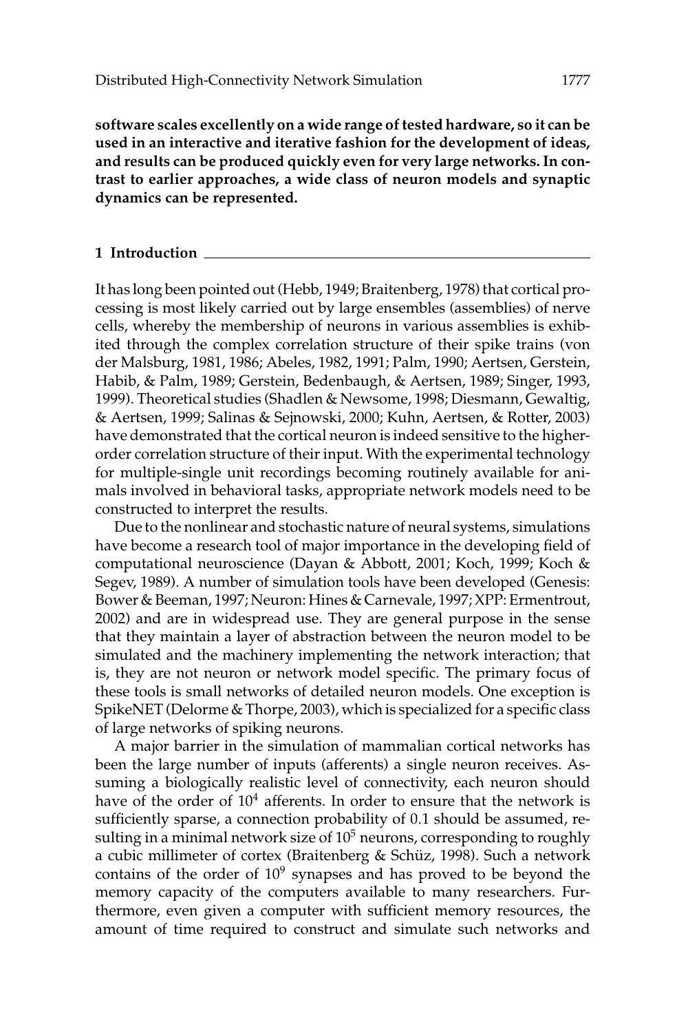**software scales excellently on a wide range of tested hardware, so it can be used in an interactive and iterative fashion for the development of ideas, and results can be produced quickly even for very large networks. In contrast to earlier approaches, a wide class of neuron models and synaptic dynamics can be represented.**

## 1 Introduction

It has long been pointed out (Hebb, 1949; Braitenberg, 1978) that cortical processing is most likely carried out by large ensembles (assemblies) of nerve cells, whereby the membership of neurons in various assemblies is exhibited through the complex correlation structure of their spike trains (von der Malsburg, 1981, 1986; Abeles, 1982, 1991; Palm, 1990; Aertsen, Gerstein, Habib, & Palm, 1989; Gerstein, Bedenbaugh, & Aertsen, 1989; Singer, 1993, 1999). Theoretical studies (Shadlen & Newsome, 1998; Diesmann, Gewaltig, & Aertsen, 1999; Salinas & Sejnowski, 2000; Kuhn, Aertsen, & Rotter, 2003) have demonstrated that the cortical neuron is indeed sensitive to the higher-order correlation structure of their input. With the experimental technology for multiple-single unit recordings becoming routinely available for animals involved in behavioral tasks, appropriate network models need to be constructed to interpret the results.

Due to the nonlinear and stochastic nature of neural systems, simulations have become a research tool of major importance in the developing field of computational neuroscience (Dayan & Abbott, 2001; Koch, 1999; Koch & Segev, 1989). A number of simulation tools have been developed (Genesis: Bower & Beeman, 1997; Neuron: Hines & Carnevale, 1997; XPP: Ermentrout, 2002) and are in widespread use. They are general purpose in the sense that they maintain a layer of abstraction between the neuron model to be simulated and the machinery implementing the network interaction; that is, they are not neuron or network model specific. The primary focus of these tools is small networks of detailed neuron models. One exception is SpikeNET (Delorme & Thorpe, 2003), which is specialized for a specific class of large networks of spiking neurons.

A major barrier in the simulation of mammalian cortical networks has been the large number of inputs (afferents) a single neuron receives. Assuming a biologically realistic level of connectivity, each neuron should have of the order of $10^4$ afferents. In order to ensure that the network is sufficiently sparse, a connection probability of 0.1 should be assumed, resulting in a minimal network size of $10^5$ neurons, corresponding to roughly a cubic millimeter of cortex (Braitenberg & Schüz, 1998). Such a network contains of the order of $10^9$ synapses and has proved to be beyond the memory capacity of the computers available to many researchers. Furthermore, even given a computer with sufficient memory resources, the amount of time required to construct and simulate such networks and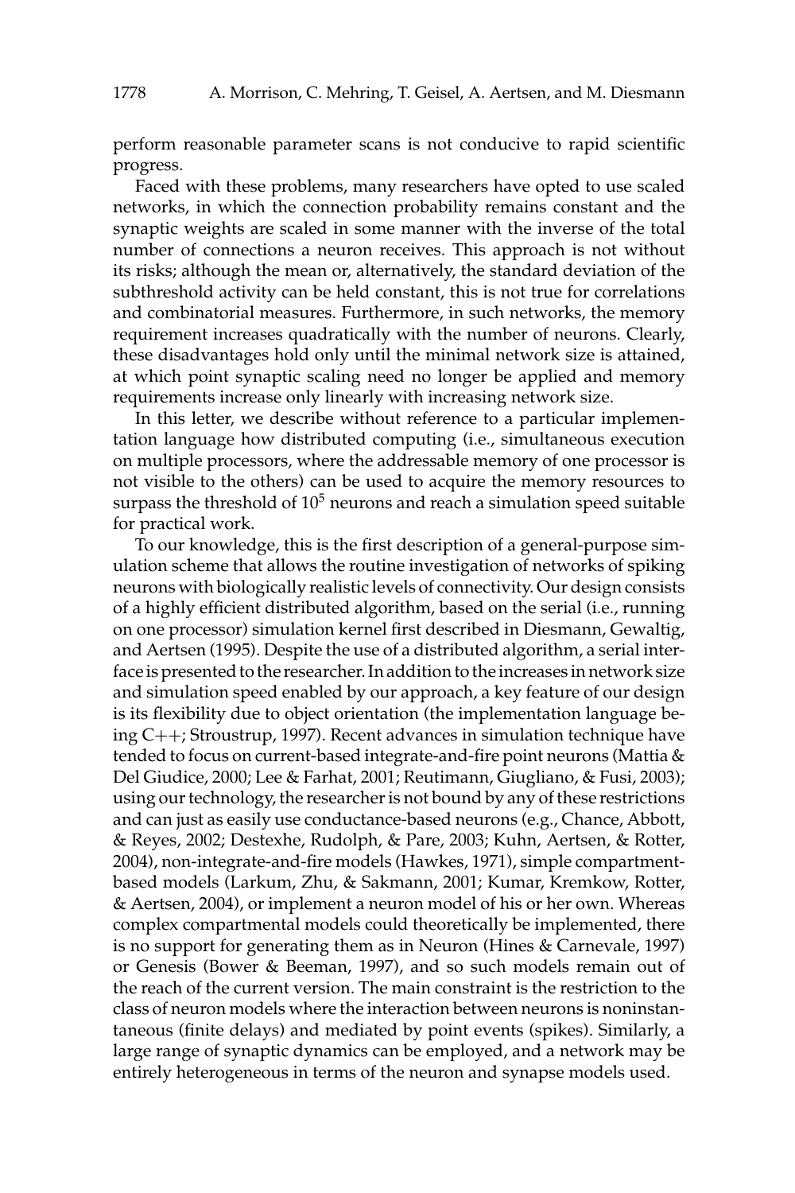perform reasonable parameter scans is not conducive to rapid scientific progress.

Faced with these problems, many researchers have opted to use scaled networks, in which the connection probability remains constant and the synaptic weights are scaled in some manner with the inverse of the total number of connections a neuron receives. This approach is not without its risks; although the mean or, alternatively, the standard deviation of the subthreshold activity can be held constant, this is not true for correlations and combinatorial measures. Furthermore, in such networks, the memory requirement increases quadratically with the number of neurons. Clearly, these disadvantages hold only until the minimal network size is attained, at which point synaptic scaling need no longer be applied and memory requirements increase only linearly with increasing network size.

In this letter, we describe without reference to a particular implementation language how distributed computing (i.e., simultaneous execution on multiple processors, where the addressable memory of one processor is not visible to the others) can be used to acquire the memory resources to surpass the threshold of $10^5$ neurons and reach a simulation speed suitable for practical work.

To our knowledge, this is the first description of a general-purpose simulation scheme that allows the routine investigation of networks of spiking neurons with biologically realistic levels of connectivity. Our design consists of a highly efficient distributed algorithm, based on the serial (i.e., running on one processor) simulation kernel first described in Diesmann, Gewaltig, and Aertsen (1995). Despite the use of a distributed algorithm, a serial interface is presented to the researcher. In addition to the increases in network size and simulation speed enabled by our approach, a key feature of our design is its flexibility due to object orientation (the implementation language being C++; Stroustrup, 1997). Recent advances in simulation technique have tended to focus on current-based integrate-and-fire point neurons (Mattia & Del Giudice, 2000; Lee & Farhat, 2001; Reutimann, Giugliano, & Fusi, 2003); using our technology, the researcher is not bound by any of these restrictions and can just as easily use conductance-based neurons (e.g., Chance, Abbott, & Reyes, 2002; Destexhe, Rudolph, & Pare, 2003; Kuhn, Aertsen, & Rotter, 2004), non-integrate-and-fire models (Hawkes, 1971), simple compartment-based models (Larkum, Zhu, & Sakmann, 2001; Kumar, Kremkow, Rotter, & Aertsen, 2004), or implement a neuron model of his or her own. Whereas complex compartmental models could theoretically be implemented, there is no support for generating them as in Neuron (Hines & Carnevale, 1997) or Genesis (Bower & Beeman, 1997), and so such models remain out of the reach of the current version. The main constraint is the restriction to the class of neuron models where the interaction between neurons is noninstantaneous (finite delays) and mediated by point events (spikes). Similarly, a large range of synaptic dynamics can be employed, and a network may be entirely heterogeneous in terms of the neuron and synapse models used.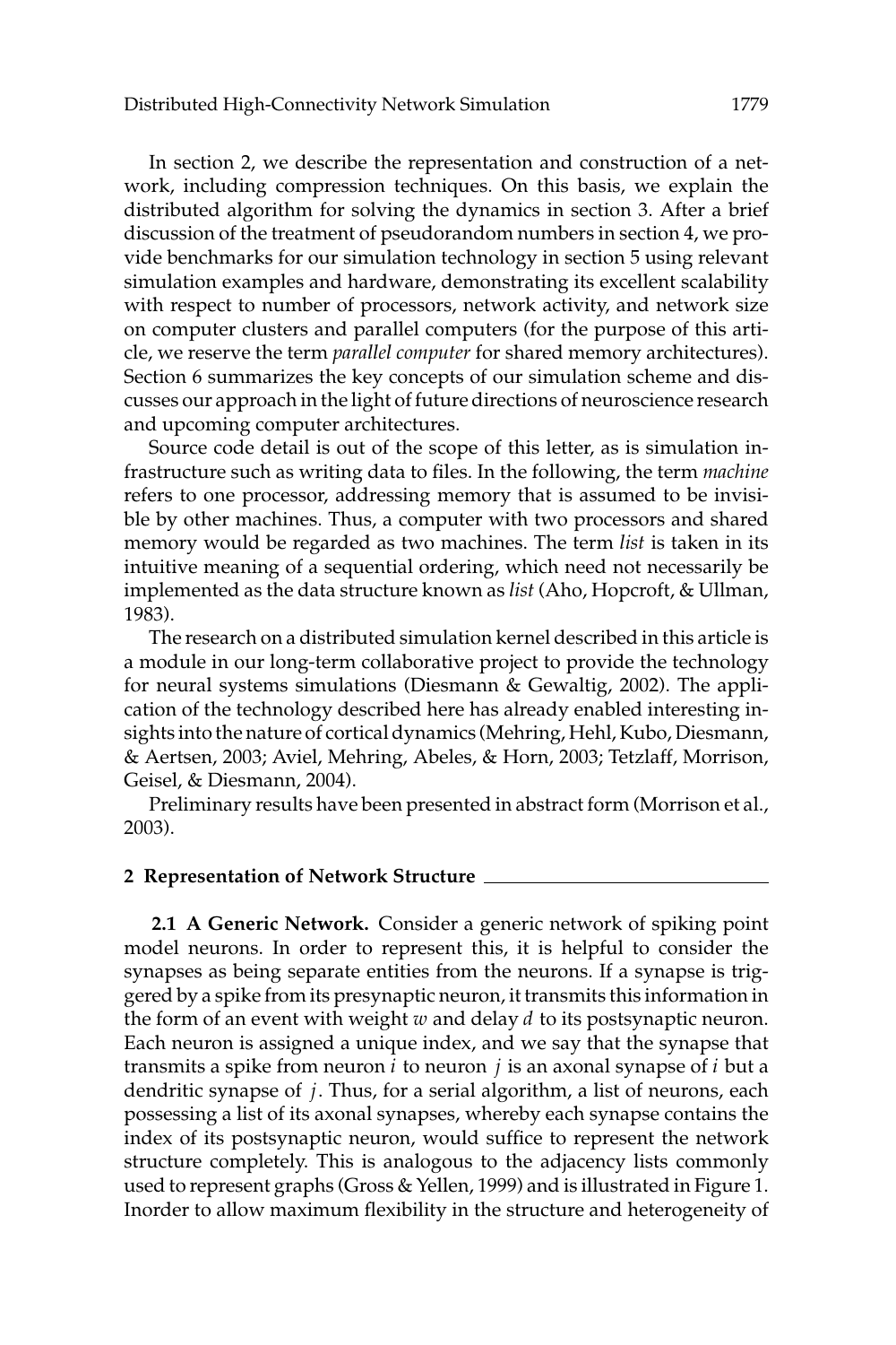In section 2, we describe the representation and construction of a network, including compression techniques. On this basis, we explain the distributed algorithm for solving the dynamics in section 3. After a brief discussion of the treatment of pseudorandom numbers in section 4, we provide benchmarks for our simulation technology in section 5 using relevant simulation examples and hardware, demonstrating its excellent scalability with respect to number of processors, network activity, and network size on computer clusters and parallel computers (for the purpose of this article, we reserve the term *parallel computer* for shared memory architectures). Section 6 summarizes the key concepts of our simulation scheme and discusses our approach in the light of future directions of neuroscience research and upcoming computer architectures.

Source code detail is out of the scope of this letter, as is simulation infrastructure such as writing data to files. In the following, the term *machine* refers to one processor, addressing memory that is assumed to be invisible by other machines. Thus, a computer with two processors and shared memory would be regarded as two machines. The term *list* is taken in its intuitive meaning of a sequential ordering, which need not necessarily be implemented as the data structure known as *list* (Aho, Hopcroft, & Ullman, 1983).

The research on a distributed simulation kernel described in this article is a module in our long-term collaborative project to provide the technology for neural systems simulations (Diesmann & Gewaltig, 2002). The application of the technology described here has already enabled interesting insights into the nature of cortical dynamics (Mehring, Hehl, Kubo, Diesmann, & Aertsen, 2003; Aviel, Mehring, Abeles, & Horn, 2003; Tetzlaff, Morrison, Geisel, & Diesmann, 2004).

Preliminary results have been presented in abstract form (Morrison et al., 2003).

## 2 Representation of Network Structure

**2.1 A Generic Network.** Consider a generic network of spiking point model neurons. In order to represent this, it is helpful to consider the synapses as being separate entities from the neurons. If a synapse is triggered by a spike from its presynaptic neuron, it transmits this information in the form of an event with weight $w$ and delay $d$ to its postsynaptic neuron. Each neuron is assigned a unique index, and we say that the synapse that transmits a spike from neuron $i$ to neuron $j$ is an axonal synapse of $i$ but a dendritic synapse of $j$. Thus, for a serial algorithm, a list of neurons, each possessing a list of its axonal synapses, whereby each synapse contains the index of its postsynaptic neuron, would suffice to represent the network structure completely. This is analogous to the adjacency lists commonly used to represent graphs (Gross & Yellen, 1999) and is illustrated in Figure 1. Inorder to allow maximum flexibility in the structure and heterogeneity of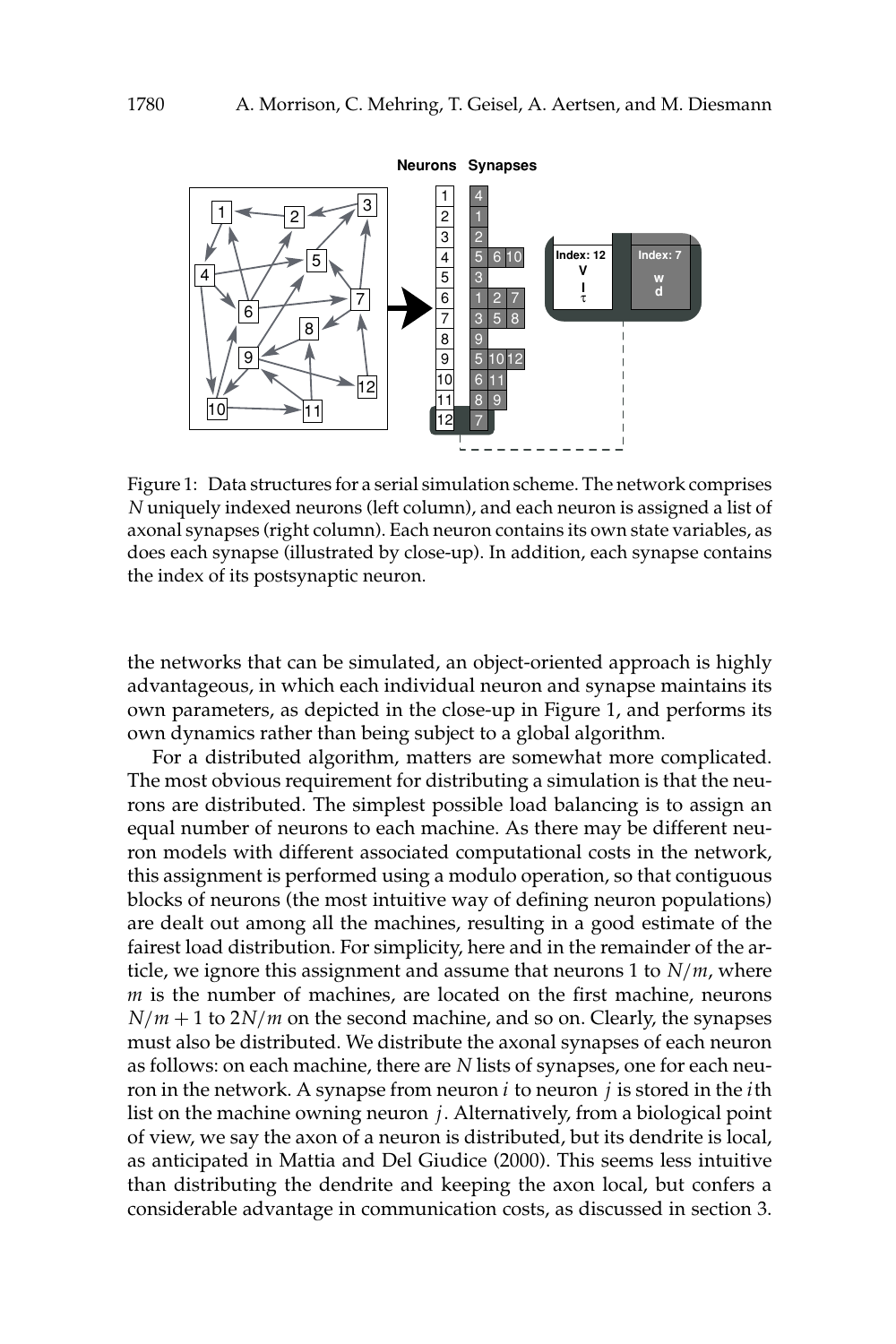Figure 1: Data structures for a serial simulation scheme. The network comprises $N$ uniquely indexed neurons (left column), and each neuron is assigned a list of axonal synapses (right column). Each neuron contains its own state variables, as does each synapse (illustrated by close-up). In addition, each synapse contains the index of its postsynaptic neuron.

the networks that can be simulated, an object-oriented approach is highly advantageous, in which each individual neuron and synapse maintains its own parameters, as depicted in the close-up in Figure 1, and performs its own dynamics rather than being subject to a global algorithm.

For a distributed algorithm, matters are somewhat more complicated. The most obvious requirement for distributing a simulation is that the neurons are distributed. The simplest possible load balancing is to assign an equal number of neurons to each machine. As there may be different neuron models with different associated computational costs in the network, this assignment is performed using a modulo operation, so that contiguous blocks of neurons (the most intuitive way of defining neuron populations) are dealt out among all the machines, resulting in a good estimate of the fairest load distribution. For simplicity, here and in the remainder of the article, we ignore this assignment and assume that neurons 1 to $N/m$, where $m$ is the number of machines, are located on the first machine, neurons $N/m + 1$ to $2N/m$ on the second machine, and so on. Clearly, the synapses must also be distributed. We distribute the axonal synapses of each neuron as follows: on each machine, there are $N$ lists of synapses, one for each neuron in the network. A synapse from neuron $i$ to neuron $j$ is stored in the $i$th list on the machine owning neuron $j$. Alternatively, from a biological point of view, we say the axon of a neuron is distributed, but its dendrite is local, as anticipated in Mattia and Del Giudice (2000). This seems less intuitive than distributing the dendrite and keeping the axon local, but confers a considerable advantage in communication costs, as discussed in section 3.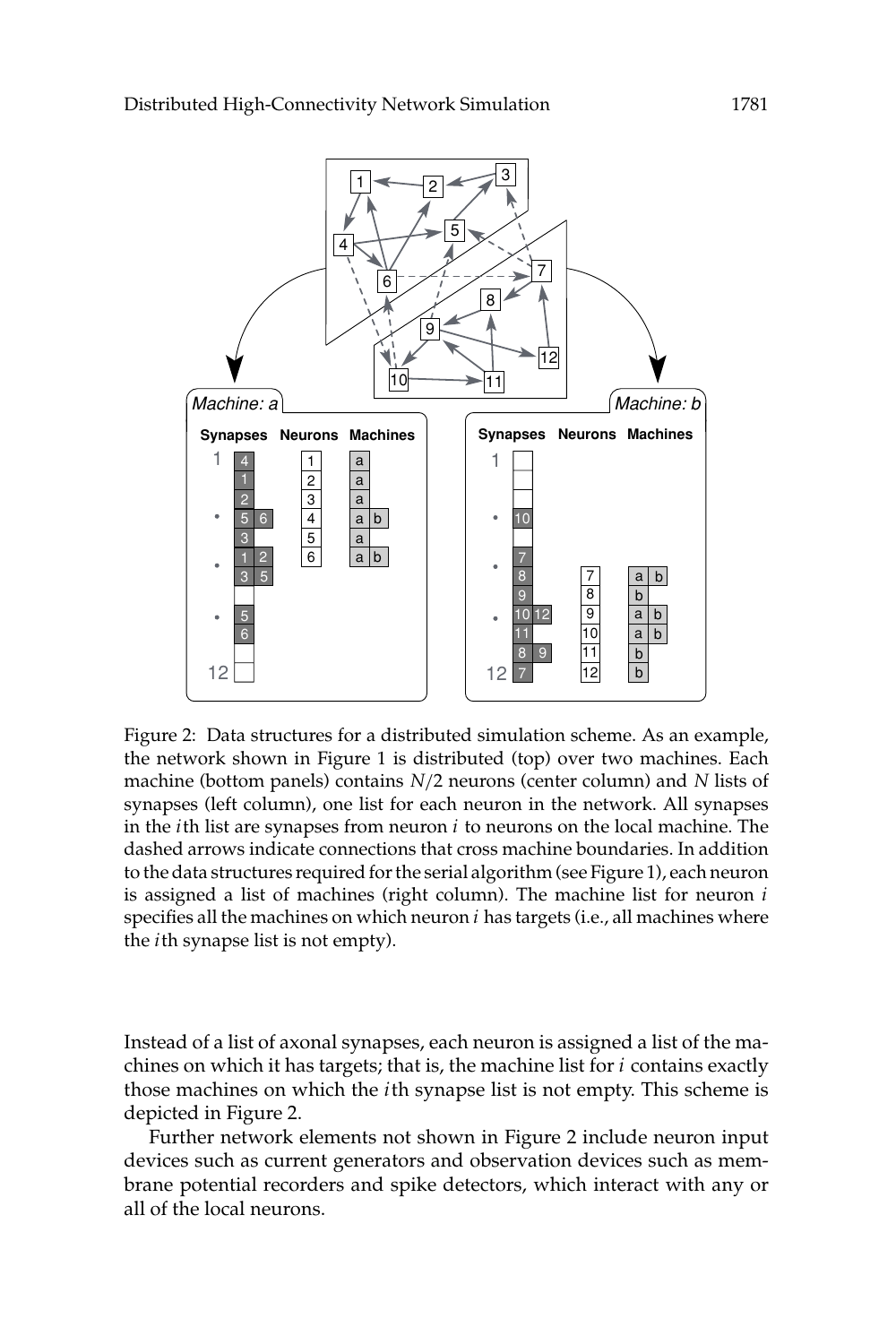Figure 2: Data structures for a distributed simulation scheme. As an example, the network shown in Figure 1 is distributed (top) over two machines. Each machine (bottom panels) contains $N/2$ neurons (center column) and $N$ lists of synapses (left column), one list for each neuron in the network. All synapses in the $i$th list are synapses from neuron $i$ to neurons on the local machine. The dashed arrows indicate connections that cross machine boundaries. In addition to the data structures required for the serial algorithm (see Figure 1), each neuron is assigned a list of machines (right column). The machine list for neuron $i$ specifies all the machines on which neuron $i$ has targets (i.e., all machines where the $i$th synapse list is not empty).

Instead of a list of axonal synapses, each neuron is assigned a list of the machines on which it has targets; that is, the machine list for $i$ contains exactly those machines on which the $i$th synapse list is not empty. This scheme is depicted in Figure 2.

Further network elements not shown in Figure 2 include neuron input devices such as current generators and observation devices such as membrane potential recorders and spike detectors, which interact with any or all of the local neurons.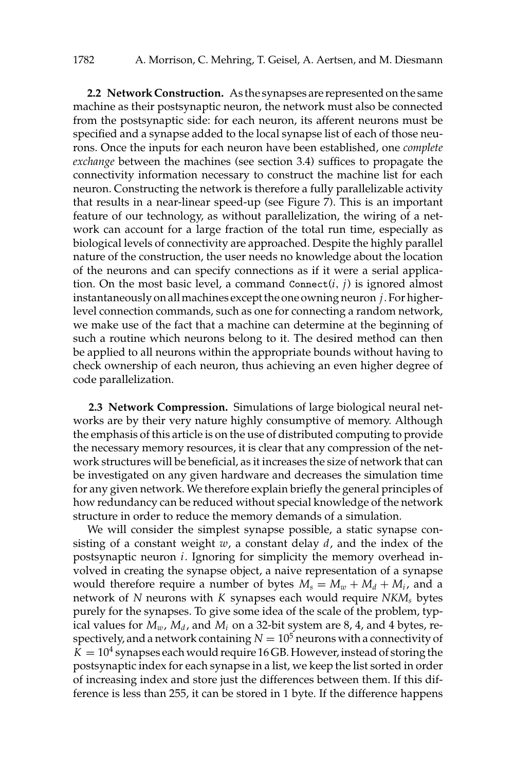**2.2 Network Construction.** As the synapses are represented on the same machine as their postsynaptic neuron, the network must also be connected from the postsynaptic side: for each neuron, its afferent neurons must be specified and a synapse added to the local synapse list of each of those neurons. Once the inputs for each neuron have been established, one *complete exchange* between the machines (see section 3.4) suffices to propagate the connectivity information necessary to construct the machine list for each neuron. Constructing the network is therefore a fully parallelizable activity that results in a near-linear speed-up (see Figure 7). This is an important feature of our technology, as without parallelization, the wiring of a network can account for a large fraction of the total run time, especially as biological levels of connectivity are approached. Despite the highly parallel nature of the construction, the user needs no knowledge about the location of the neurons and can specify connections as if it were a serial application. On the most basic level, a command `Connect`($i$, $j$) is ignored almost instantaneously on all machines except the one owning neuron $j$. For higher-level connection commands, such as one for connecting a random network, we make use of the fact that a machine can determine at the beginning of such a routine which neurons belong to it. The desired method can then be applied to all neurons within the appropriate bounds without having to check ownership of each neuron, thus achieving an even higher degree of code parallelization.

**2.3 Network Compression.** Simulations of large biological neural networks are by their very nature highly consumptive of memory. Although the emphasis of this article is on the use of distributed computing to provide the necessary memory resources, it is clear that any compression of the network structures will be beneficial, as it increases the size of network that can be investigated on any given hardware and decreases the simulation time for any given network. We therefore explain briefly the general principles of how redundancy can be reduced without special knowledge of the network structure in order to reduce the memory demands of a simulation.

We will consider the simplest synapse possible, a static synapse consisting of a constant weight $w$, a constant delay $d$, and the index of the postsynaptic neuron $i$. Ignoring for simplicity the memory overhead involved in creating the synapse object, a naive representation of a synapse would therefore require a number of bytes $M_s = M_w + M_d + M_i$, and a network of $N$ neurons with $K$ synapses each would require $NKM_s$ bytes purely for the synapses. To give some idea of the scale of the problem, typical values for $M_w$, $M_d$, and $M_i$ on a 32-bit system are 8, 4, and 4 bytes, respectively, and a network containing $N = 10^5$ neurons with a connectivity of $K = 10^4$ synapses each would require 16 GB. However, instead of storing the postsynaptic index for each synapse in a list, we keep the list sorted in order of increasing index and store just the differences between them. If this difference is less than 255, it can be stored in 1 byte. If the difference happens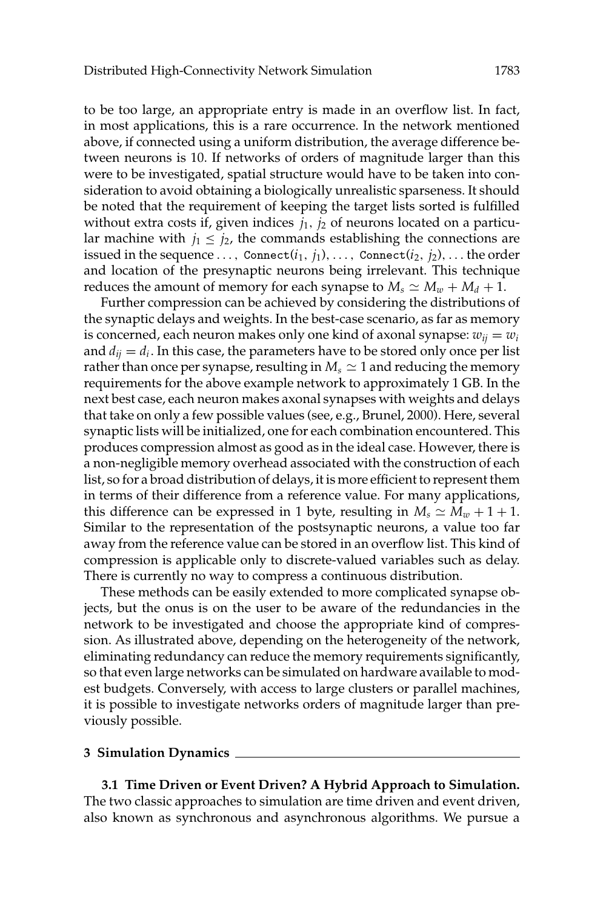to be too large, an appropriate entry is made in an overflow list. In fact, in most applications, this is a rare occurrence. In the network mentioned above, if connected using a uniform distribution, the average difference between neurons is 10. If networks of orders of magnitude larger than this were to be investigated, spatial structure would have to be taken into consideration to avoid obtaining a biologically unrealistic sparseness. It should be noted that the requirement of keeping the target lists sorted is fulfilled without extra costs if, given indices $j_1$, $j_2$ of neurons located on a particular machine with $j_1 \leq j_2$, the commands establishing the connections are issued in the sequence ..., `Connect`($i_1$, $j_1$), ..., `Connect`($i_2$, $j_2$), ... the order and location of the presynaptic neurons being irrelevant. This technique reduces the amount of memory for each synapse to $M_s \simeq M_w + M_d + 1$.

Further compression can be achieved by considering the distributions of the synaptic delays and weights. In the best-case scenario, as far as memory is concerned, each neuron makes only one kind of axonal synapse: $w_{ij} = w_i$ and $d_{ij} = d_i$. In this case, the parameters have to be stored only once per list rather than once per synapse, resulting in $M_s \simeq 1$ and reducing the memory requirements for the above example network to approximately 1 GB. In the next best case, each neuron makes axonal synapses with weights and delays that take on only a few possible values (see, e.g., Brunel, 2000). Here, several synaptic lists will be initialized, one for each combination encountered. This produces compression almost as good as in the ideal case. However, there is a non-negligible memory overhead associated with the construction of each list, so for a broad distribution of delays, it is more efficient to represent them in terms of their difference from a reference value. For many applications, this difference can be expressed in 1 byte, resulting in $M_s \simeq M_w + 1 + 1$. Similar to the representation of the postsynaptic neurons, a value too far away from the reference value can be stored in an overflow list. This kind of compression is applicable only to discrete-valued variables such as delay. There is currently no way to compress a continuous distribution.

These methods can be easily extended to more complicated synapse objects, but the onus is on the user to be aware of the redundancies in the network to be investigated and choose the appropriate kind of compression. As illustrated above, depending on the heterogeneity of the network, eliminating redundancy can reduce the memory requirements significantly, so that even large networks can be simulated on hardware available to modest budgets. Conversely, with access to large clusters or parallel machines, it is possible to investigate networks orders of magnitude larger than previously possible.

## 3 Simulation Dynamics

**3.1 Time Driven or Event Driven? A Hybrid Approach to Simulation.** The two classic approaches to simulation are time driven and event driven, also known as synchronous and asynchronous algorithms. We pursue a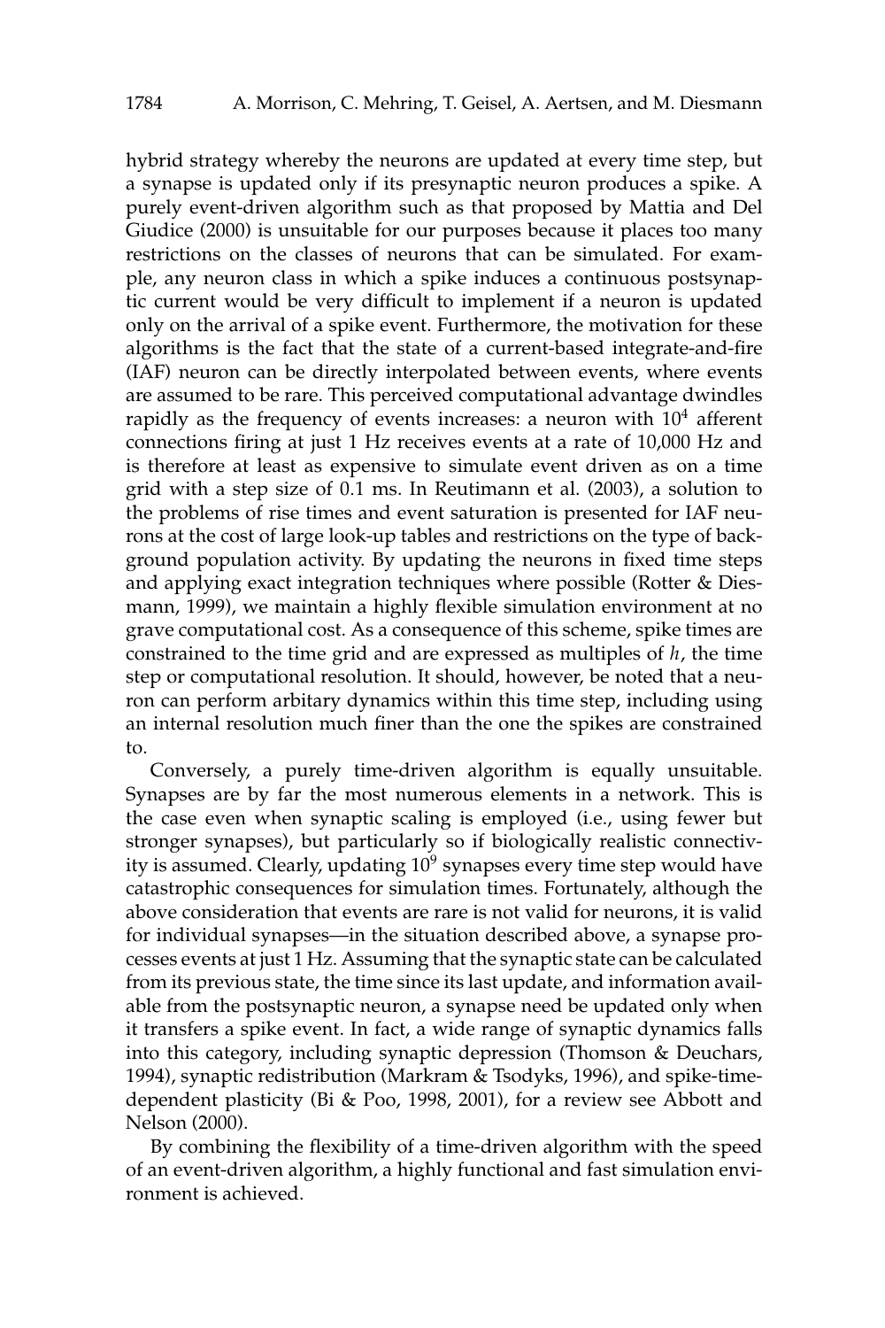hybrid strategy whereby the neurons are updated at every time step, but a synapse is updated only if its presynaptic neuron produces a spike. A purely event-driven algorithm such as that proposed by Mattia and Del Giudice (2000) is unsuitable for our purposes because it places too many restrictions on the classes of neurons that can be simulated. For example, any neuron class in which a spike induces a continuous postsynaptic current would be very difficult to implement if a neuron is updated only on the arrival of a spike event. Furthermore, the motivation for these algorithms is the fact that the state of a current-based integrate-and-fire (IAF) neuron can be directly interpolated between events, where events are assumed to be rare. This perceived computational advantage dwindles rapidly as the frequency of events increases: a neuron with $10^4$ afferent connections firing at just 1 Hz receives events at a rate of 10,000 Hz and is therefore at least as expensive to simulate event driven as on a time grid with a step size of 0.1 ms. In Reutimann et al. (2003), a solution to the problems of rise times and event saturation is presented for IAF neurons at the cost of large look-up tables and restrictions on the type of background population activity. By updating the neurons in fixed time steps and applying exact integration techniques where possible (Rotter & Diesmann, 1999), we maintain a highly flexible simulation environment at no grave computational cost. As a consequence of this scheme, spike times are constrained to the time grid and are expressed as multiples of $h$, the time step or computational resolution. It should, however, be noted that a neuron can perform arbitary dynamics within this time step, including using an internal resolution much finer than the one the spikes are constrained to.

Conversely, a purely time-driven algorithm is equally unsuitable. Synapses are by far the most numerous elements in a network. This is the case even when synaptic scaling is employed (i.e., using fewer but stronger synapses), but particularly so if biologically realistic connectivity is assumed. Clearly, updating $10^9$ synapses every time step would have catastrophic consequences for simulation times. Fortunately, although the above consideration that events are rare is not valid for neurons, it is valid for individual synapses—in the situation described above, a synapse processes events at just 1 Hz. Assuming that the synaptic state can be calculated from its previous state, the time since its last update, and information available from the postsynaptic neuron, a synapse need be updated only when it transfers a spike event. In fact, a wide range of synaptic dynamics falls into this category, including synaptic depression (Thomson & Deuchars, 1994), synaptic redistribution (Markram & Tsodyks, 1996), and spike-time-dependent plasticity (Bi & Poo, 1998, 2001), for a review see Abbott and Nelson (2000).

By combining the flexibility of a time-driven algorithm with the speed of an event-driven algorithm, a highly functional and fast simulation environment is achieved.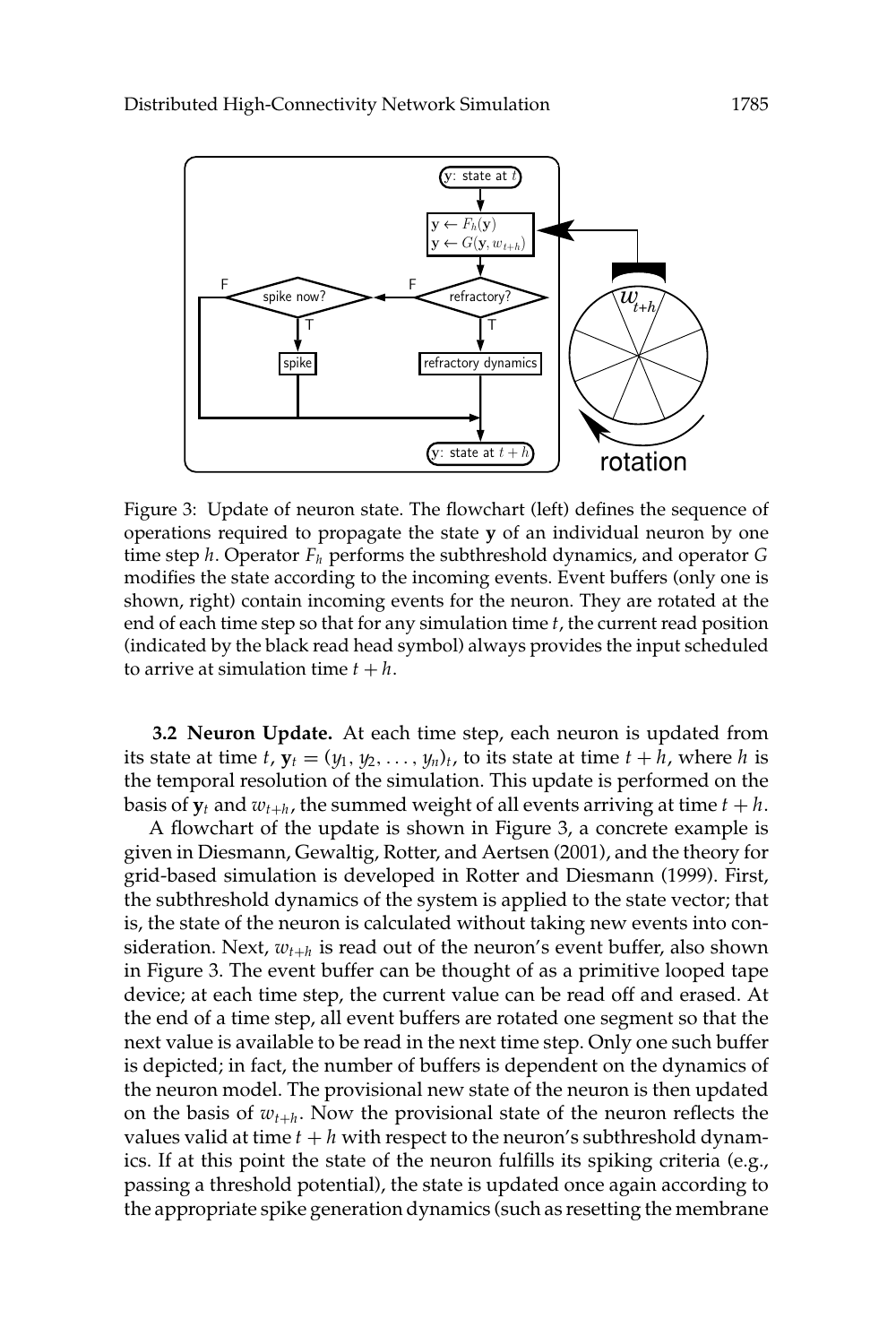Figure 3: Update of neuron state. The flowchart (left) defines the sequence of operations required to propagate the state $\mathbf{y}$ of an individual neuron by one time step $h$. Operator $F_h$ performs the subthreshold dynamics, and operator $G$ modifies the state according to the incoming events. Event buffers (only one is shown, right) contain incoming events for the neuron. They are rotated at the end of each time step so that for any simulation time $t$, the current read position (indicated by the black read head symbol) always provides the input scheduled to arrive at simulation time $t + h$.

**3.2 Neuron Update.** At each time step, each neuron is updated from its state at time $t$, $\mathbf{y}_t = (y_1, y_2, \ldots, y_n)_t$, to its state at time $t + h$, where $h$ is the temporal resolution of the simulation. This update is performed on the basis of $\mathbf{y}_t$ and $w_{t+h}$, the summed weight of all events arriving at time $t + h$.

A flowchart of the update is shown in Figure 3, a concrete example is given in Diesmann, Gewaltig, Rotter, and Aertsen (2001), and the theory for grid-based simulation is developed in Rotter and Diesmann (1999). First, the subthreshold dynamics of the system is applied to the state vector; that is, the state of the neuron is calculated without taking new events into consideration. Next, $w_{t+h}$ is read out of the neuron's event buffer, also shown in Figure 3. The event buffer can be thought of as a primitive looped tape device; at each time step, the current value can be read off and erased. At the end of a time step, all event buffers are rotated one segment so that the next value is available to be read in the next time step. Only one such buffer is depicted; in fact, the number of buffers is dependent on the dynamics of the neuron model. The provisional new state of the neuron is then updated on the basis of $w_{t+h}$. Now the provisional state of the neuron reflects the values valid at time $t + h$ with respect to the neuron's subthreshold dynamics. If at this point the state of the neuron fulfills its spiking criteria (e.g., passing a threshold potential), the state is updated once again according to the appropriate spike generation dynamics (such as resetting the membrane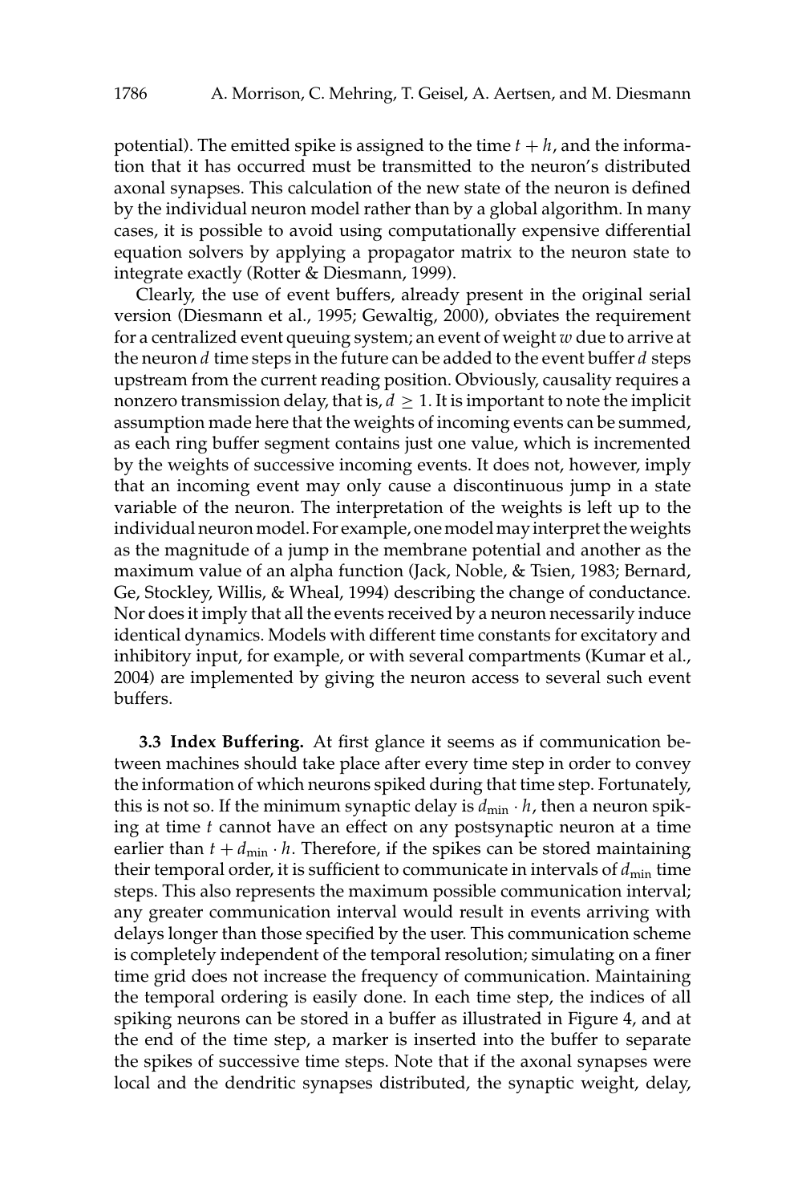potential). The emitted spike is assigned to the time $t + h$, and the information that it has occurred must be transmitted to the neuron's distributed axonal synapses. This calculation of the new state of the neuron is defined by the individual neuron model rather than by a global algorithm. In many cases, it is possible to avoid using computationally expensive differential equation solvers by applying a propagator matrix to the neuron state to integrate exactly (Rotter & Diesmann, 1999).

Clearly, the use of event buffers, already present in the original serial version (Diesmann et al., 1995; Gewaltig, 2000), obviates the requirement for a centralized event queuing system; an event of weight $w$ due to arrive at the neuron $d$ time steps in the future can be added to the event buffer $d$ steps upstream from the current reading position. Obviously, causality requires a nonzero transmission delay, that is, $d \geq 1$. It is important to note the implicit assumption made here that the weights of incoming events can be summed, as each ring buffer segment contains just one value, which is incremented by the weights of successive incoming events. It does not, however, imply that an incoming event may only cause a discontinuous jump in a state variable of the neuron. The interpretation of the weights is left up to the individual neuron model. For example, one model may interpret the weights as the magnitude of a jump in the membrane potential and another as the maximum value of an alpha function (Jack, Noble, & Tsien, 1983; Bernard, Ge, Stockley, Willis, & Wheal, 1994) describing the change of conductance. Nor does it imply that all the events received by a neuron necessarily induce identical dynamics. Models with different time constants for excitatory and inhibitory input, for example, or with several compartments (Kumar et al., 2004) are implemented by giving the neuron access to several such event buffers.

**3.3 Index Buffering.** At first glance it seems as if communication between machines should take place after every time step in order to convey the information of which neurons spiked during that time step. Fortunately, this is not so. If the minimum synaptic delay is $d_{\min} \cdot h$, then a neuron spiking at time $t$ cannot have an effect on any postsynaptic neuron at a time earlier than $t + d_{\min} \cdot h$. Therefore, if the spikes can be stored maintaining their temporal order, it is sufficient to communicate in intervals of $d_{\min}$ time steps. This also represents the maximum possible communication interval; any greater communication interval would result in events arriving with delays longer than those specified by the user. This communication scheme is completely independent of the temporal resolution; simulating on a finer time grid does not increase the frequency of communication. Maintaining the temporal ordering is easily done. In each time step, the indices of all spiking neurons can be stored in a buffer as illustrated in Figure 4, and at the end of the time step, a marker is inserted into the buffer to separate the spikes of successive time steps. Note that if the axonal synapses were local and the dendritic synapses distributed, the synaptic weight, delay,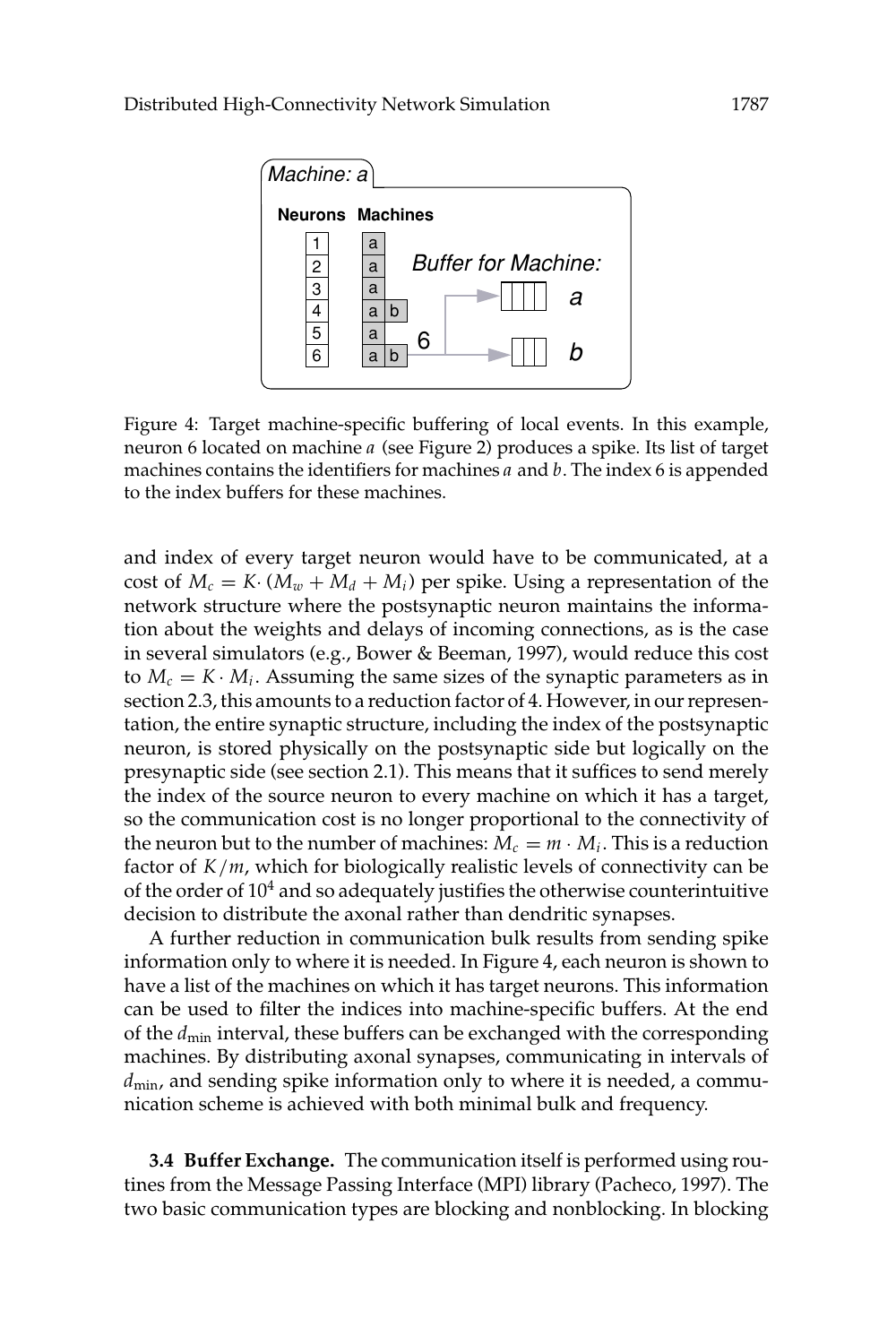Figure 4: Target machine-specific buffering of local events. In this example, neuron 6 located on machine $a$ (see Figure 2) produces a spike. Its list of target machines contains the identifiers for machines $a$ and $b$. The index 6 is appended to the index buffers for these machines.

and index of every target neuron would have to be communicated, at a cost of $M_c = K \cdot (M_w + M_d + M_i)$ per spike. Using a representation of the network structure where the postsynaptic neuron maintains the information about the weights and delays of incoming connections, as is the case in several simulators (e.g., Bower & Beeman, 1997), would reduce this cost to $M_c = K \cdot M_i$. Assuming the same sizes of the synaptic parameters as in section 2.3, this amounts to a reduction factor of 4. However, in our representation, the entire synaptic structure, including the index of the postsynaptic neuron, is stored physically on the postsynaptic side but logically on the presynaptic side (see section 2.1). This means that it suffices to send merely the index of the source neuron to every machine on which it has a target, so the communication cost is no longer proportional to the connectivity of the neuron but to the number of machines: $M_c = m \cdot M_i$. This is a reduction factor of $K/m$, which for biologically realistic levels of connectivity can be of the order of $10^4$ and so adequately justifies the otherwise counterintuitive decision to distribute the axonal rather than dendritic synapses.

A further reduction in communication bulk results from sending spike information only to where it is needed. In Figure 4, each neuron is shown to have a list of the machines on which it has target neurons. This information can be used to filter the indices into machine-specific buffers. At the end of the $d_{\min}$ interval, these buffers can be exchanged with the corresponding machines. By distributing axonal synapses, communicating in intervals of $d_{\min}$, and sending spike information only to where it is needed, a communication scheme is achieved with both minimal bulk and frequency.

**3.4 Buffer Exchange.** The communication itself is performed using routines from the Message Passing Interface (MPI) library (Pacheco, 1997). The two basic communication types are blocking and nonblocking. In blocking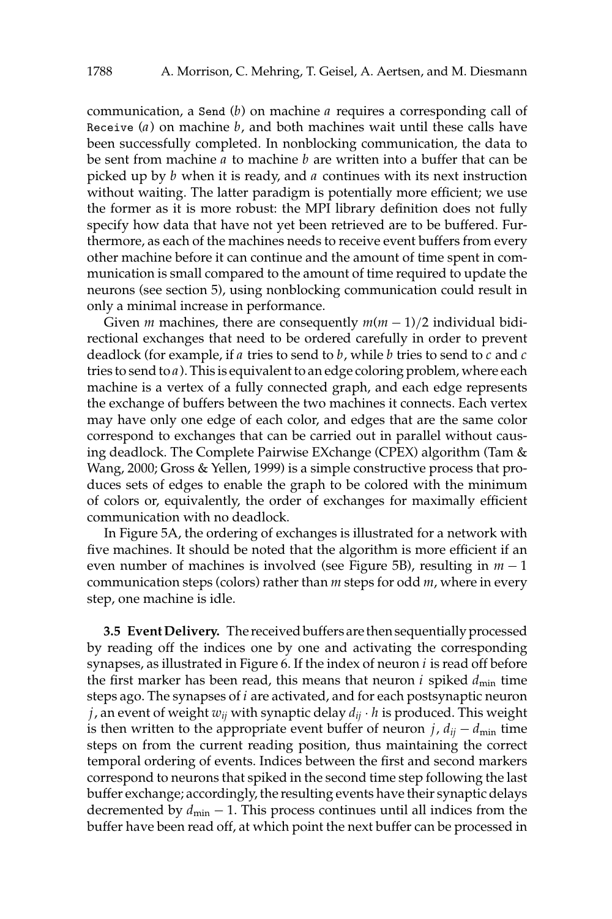communication, a `Send` ($b$) on machine $a$ requires a corresponding call of `Receive` ($a$) on machine $b$, and both machines wait until these calls have been successfully completed. In nonblocking communication, the data to be sent from machine $a$ to machine $b$ are written into a buffer that can be picked up by $b$ when it is ready, and $a$ continues with its next instruction without waiting. The latter paradigm is potentially more efficient; we use the former as it is more robust: the MPI library definition does not fully specify how data that have not yet been retrieved are to be buffered. Furthermore, as each of the machines needs to receive event buffers from every other machine before it can continue and the amount of time spent in communication is small compared to the amount of time required to update the neurons (see section 5), using nonblocking communication could result in only a minimal increase in performance.

Given $m$ machines, there are consequently $m(m-1)/2$ individual bidirectional exchanges that need to be ordered carefully in order to prevent deadlock (for example, if $a$ tries to send to $b$, while $b$ tries to send to $c$ and $c$ tries to send to $a$). This is equivalent to an edge coloring problem, where each machine is a vertex of a fully connected graph, and each edge represents the exchange of buffers between the two machines it connects. Each vertex may have only one edge of each color, and edges that are the same color correspond to exchanges that can be carried out in parallel without causing deadlock. The Complete Pairwise EXchange (CPEX) algorithm (Tam & Wang, 2000; Gross & Yellen, 1999) is a simple constructive process that produces sets of edges to enable the graph to be colored with the minimum of colors or, equivalently, the order of exchanges for maximally efficient communication with no deadlock.

In Figure 5A, the ordering of exchanges is illustrated for a network with five machines. It should be noted that the algorithm is more efficient if an even number of machines is involved (see Figure 5B), resulting in $m-1$ communication steps (colors) rather than $m$ steps for odd $m$, where in every step, one machine is idle.

**3.5 Event Delivery.** The received buffers are then sequentially processed by reading off the indices one by one and activating the corresponding synapses, as illustrated in Figure 6. If the index of neuron $i$ is read off before the first marker has been read, this means that neuron $i$ spiked $d_{\min}$ time steps ago. The synapses of $i$ are activated, and for each postsynaptic neuron $j$, an event of weight $w_{ij}$ with synaptic delay $d_{ij} \cdot h$ is produced. This weight is then written to the appropriate event buffer of neuron $j$, $d_{ij} - d_{\min}$ time steps on from the current reading position, thus maintaining the correct temporal ordering of events. Indices between the first and second markers correspond to neurons that spiked in the second time step following the last buffer exchange; accordingly, the resulting events have their synaptic delays decremented by $d_{\min} - 1$. This process continues until all indices from the buffer have been read off, at which point the next buffer can be processed in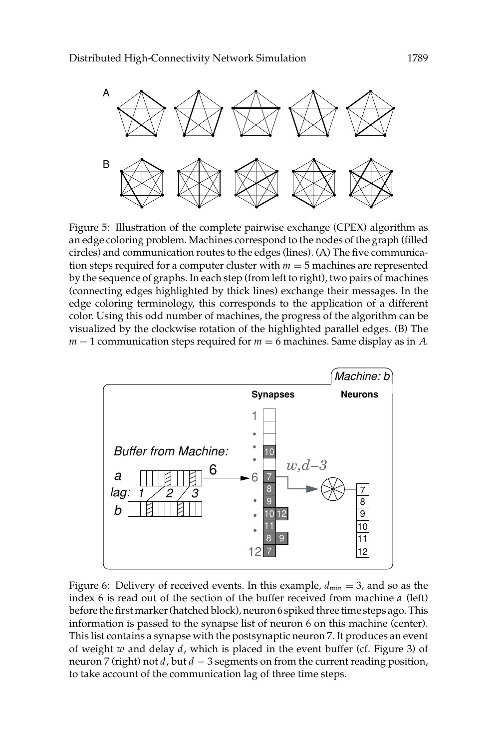Figure 5: Illustration of the complete pairwise exchange (CPEX) algorithm as an edge coloring problem. Machines correspond to the nodes of the graph (filled circles) and communication routes to the edges (lines). (A) The five communication steps required for a computer cluster with $m = 5$ machines are represented by the sequence of graphs. In each step (from left to right), two pairs of machines (connecting edges highlighted by thick lines) exchange their messages. In the edge coloring terminology, this corresponds to the application of a different color. Using this odd number of machines, the progress of the algorithm can be visualized by the clockwise rotation of the highlighted parallel edges. (B) The $m - 1$ communication steps required for $m = 6$ machines. Same display as in *A*.

Figure 6: Delivery of received events. In this example, $d_{\min} = 3$, and so as the index 6 is read out of the section of the buffer received from machine $a$ (left) before the first marker (hatched block), neuron 6 spiked three time steps ago. This information is passed to the synapse list of neuron 6 on this machine (center). This list contains a synapse with the postsynaptic neuron 7. It produces an event of weight $w$ and delay $d$, which is placed in the event buffer (cf. Figure 3) of neuron 7 (right) not $d$, but $d - 3$ segments on from the current reading position, to take account of the communication lag of three time steps.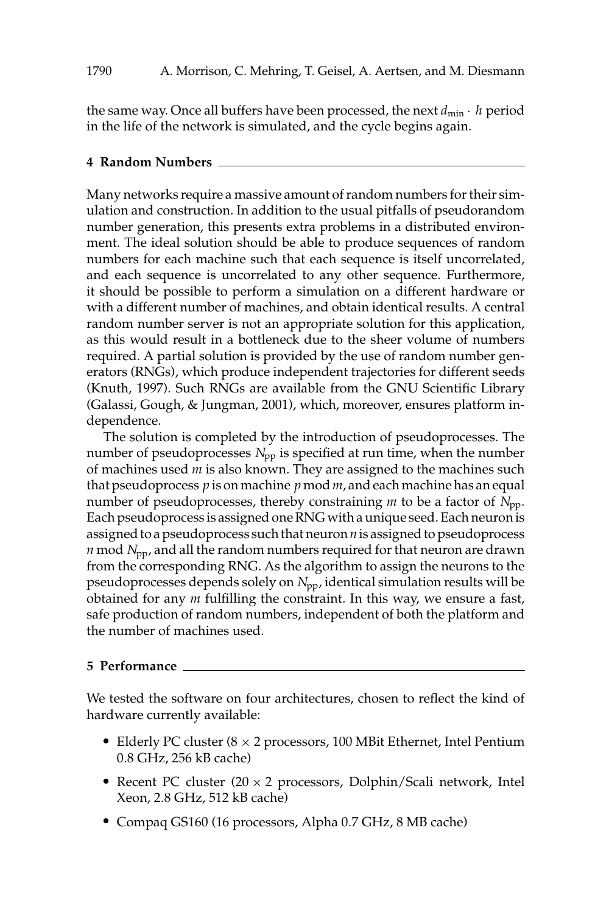the same way. Once all buffers have been processed, the next $d_{\min} \cdot h$ period in the life of the network is simulated, and the cycle begins again.

## 4 Random Numbers

Many networks require a massive amount of random numbers for their simulation and construction. In addition to the usual pitfalls of pseudorandom number generation, this presents extra problems in a distributed environment. The ideal solution should be able to produce sequences of random numbers for each machine such that each sequence is itself uncorrelated, and each sequence is uncorrelated to any other sequence. Furthermore, it should be possible to perform a simulation on a different hardware or with a different number of machines, and obtain identical results. A central random number server is not an appropriate solution for this application, as this would result in a bottleneck due to the sheer volume of numbers required. A partial solution is provided by the use of random number generators (RNGs), which produce independent trajectories for different seeds (Knuth, 1997). Such RNGs are available from the GNU Scientific Library (Galassi, Gough, & Jungman, 2001), which, moreover, ensures platform independence.

The solution is completed by the introduction of pseudoprocesses. The number of pseudoprocesses $N_{\text{pp}}$ is specified at run time, when the number of machines used $m$ is also known. They are assigned to the machines such that pseudoprocess $p$ is on machine $p \bmod m$, and each machine has an equal number of pseudoprocesses, thereby constraining $m$ to be a factor of $N_{\text{pp}}$. Each pseudoprocess is assigned one RNG with a unique seed. Each neuron is assigned to a pseudoprocess such that neuron $n$ is assigned to pseudoprocess $n \bmod N_{\text{pp}}$, and all the random numbers required for that neuron are drawn from the corresponding RNG. As the algorithm to assign the neurons to the pseudoprocesses depends solely on $N_{\text{pp}}$, identical simulation results will be obtained for any $m$ fulfilling the constraint. In this way, we ensure a fast, safe production of random numbers, independent of both the platform and the number of machines used.

## 5 Performance

We tested the software on four architectures, chosen to reflect the kind of hardware currently available:

- Elderly PC cluster ($8 \times 2$ processors, 100 MBit Ethernet, Intel Pentium 0.8 GHz, 256 kB cache)
- Recent PC cluster ($20 \times 2$ processors, Dolphin/Scali network, Intel Xeon, 2.8 GHz, 512 kB cache)
- Compaq GS160 (16 processors, Alpha 0.7 GHz, 8 MB cache)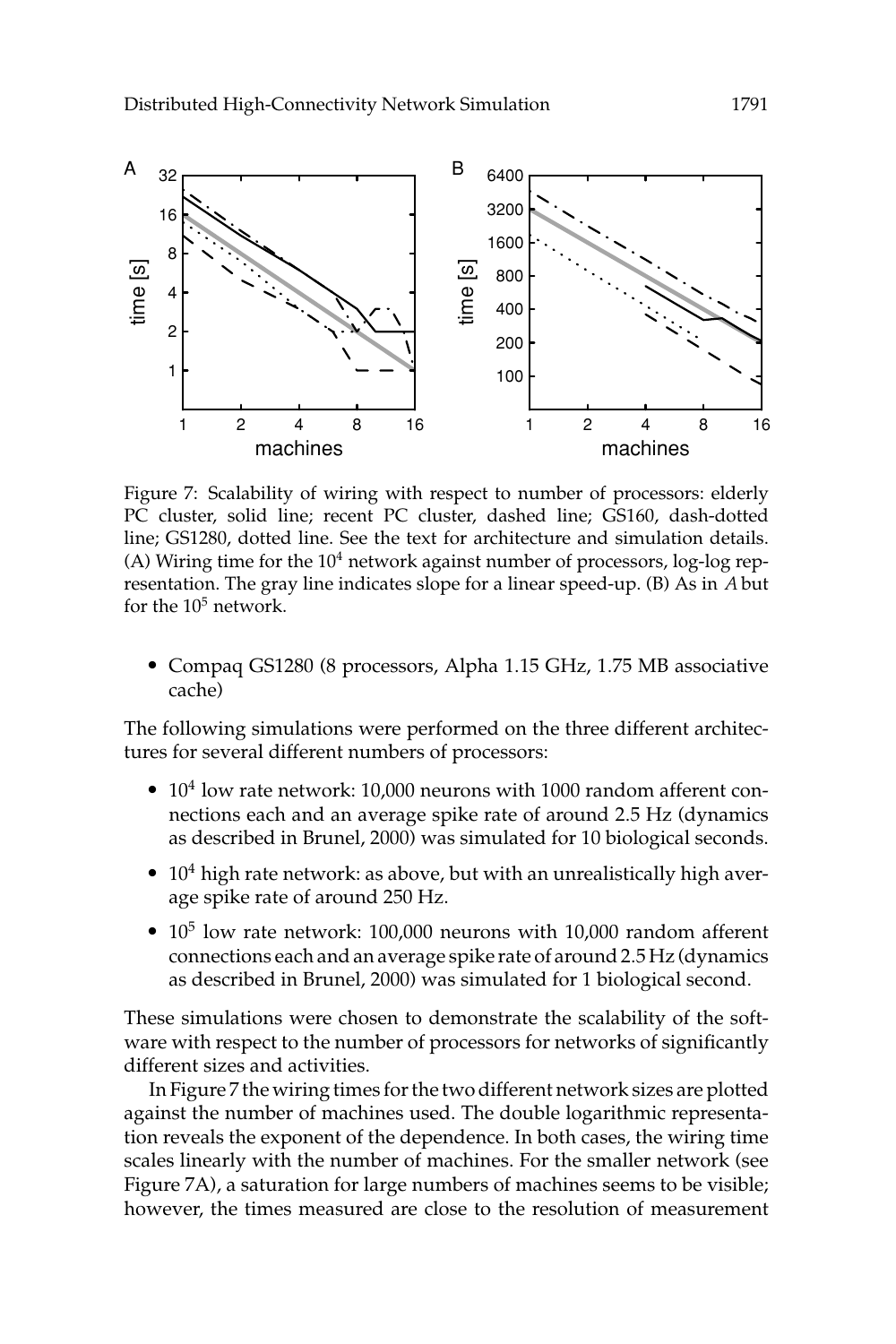Figure 7: Scalability of wiring with respect to number of processors: elderly PC cluster, solid line; recent PC cluster, dashed line; GS160, dash-dotted line; GS1280, dotted line. See the text for architecture and simulation details. (A) Wiring time for the $10^4$ network against number of processors, log-log representation. The gray line indicates slope for a linear speed-up. (B) As in *A* but for the $10^5$ network.

- Compaq GS1280 (8 processors, Alpha 1.15 GHz, 1.75 MB associative cache)

The following simulations were performed on the three different architectures for several different numbers of processors:

- $10^4$ low rate network: 10,000 neurons with 1000 random afferent connections each and an average spike rate of around 2.5 Hz (dynamics as described in Brunel, 2000) was simulated for 10 biological seconds.
- $10^4$ high rate network: as above, but with an unrealistically high average spike rate of around 250 Hz.
- $10^5$ low rate network: 100,000 neurons with 10,000 random afferent connections each and an average spike rate of around 2.5 Hz (dynamics as described in Brunel, 2000) was simulated for 1 biological second.

These simulations were chosen to demonstrate the scalability of the software with respect to the number of processors for networks of significantly different sizes and activities.

In Figure 7 the wiring times for the two different network sizes are plotted against the number of machines used. The double logarithmic representation reveals the exponent of the dependence. In both cases, the wiring time scales linearly with the number of machines. For the smaller network (see Figure 7A), a saturation for large numbers of machines seems to be visible; however, the times measured are close to the resolution of measurement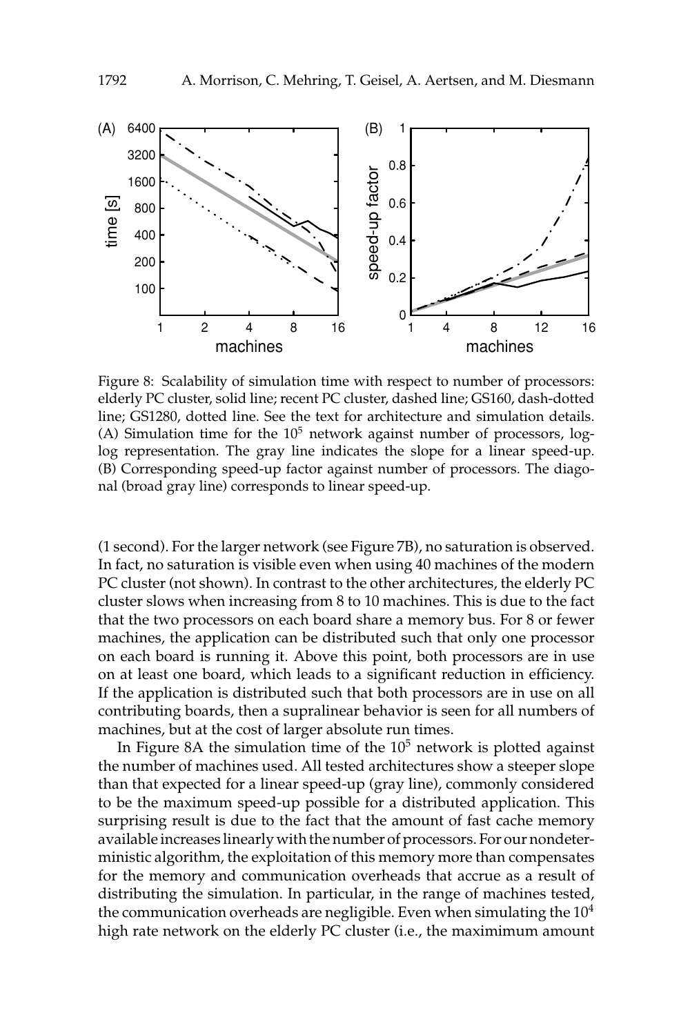Figure 8: Scalability of simulation time with respect to number of processors: elderly PC cluster, solid line; recent PC cluster, dashed line; GS160, dash-dotted line; GS1280, dotted line. See the text for architecture and simulation details. (A) Simulation time for the $10^5$ network against number of processors, log-log representation. The gray line indicates the slope for a linear speed-up. (B) Corresponding speed-up factor against number of processors. The diagonal (broad gray line) corresponds to linear speed-up.

(1 second). For the larger network (see Figure 7B), no saturation is observed. In fact, no saturation is visible even when using 40 machines of the modern PC cluster (not shown). In contrast to the other architectures, the elderly PC cluster slows when increasing from 8 to 10 machines. This is due to the fact that the two processors on each board share a memory bus. For 8 or fewer machines, the application can be distributed such that only one processor on each board is running it. Above this point, both processors are in use on at least one board, which leads to a significant reduction in efficiency. If the application is distributed such that both processors are in use on all contributing boards, then a supralinear behavior is seen for all numbers of machines, but at the cost of larger absolute run times.

In Figure 8A the simulation time of the $10^5$ network is plotted against the number of machines used. All tested architectures show a steeper slope than that expected for a linear speed-up (gray line), commonly considered to be the maximum speed-up possible for a distributed application. This surprising result is due to the fact that the amount of fast cache memory available increases linearly with the number of processors. For our nondeterministic algorithm, the exploitation of this memory more than compensates for the memory and communication overheads that accrue as a result of distributing the simulation. In particular, in the range of machines tested, the communication overheads are negligible. Even when simulating the $10^4$ high rate network on the elderly PC cluster (i.e., the maximimum amount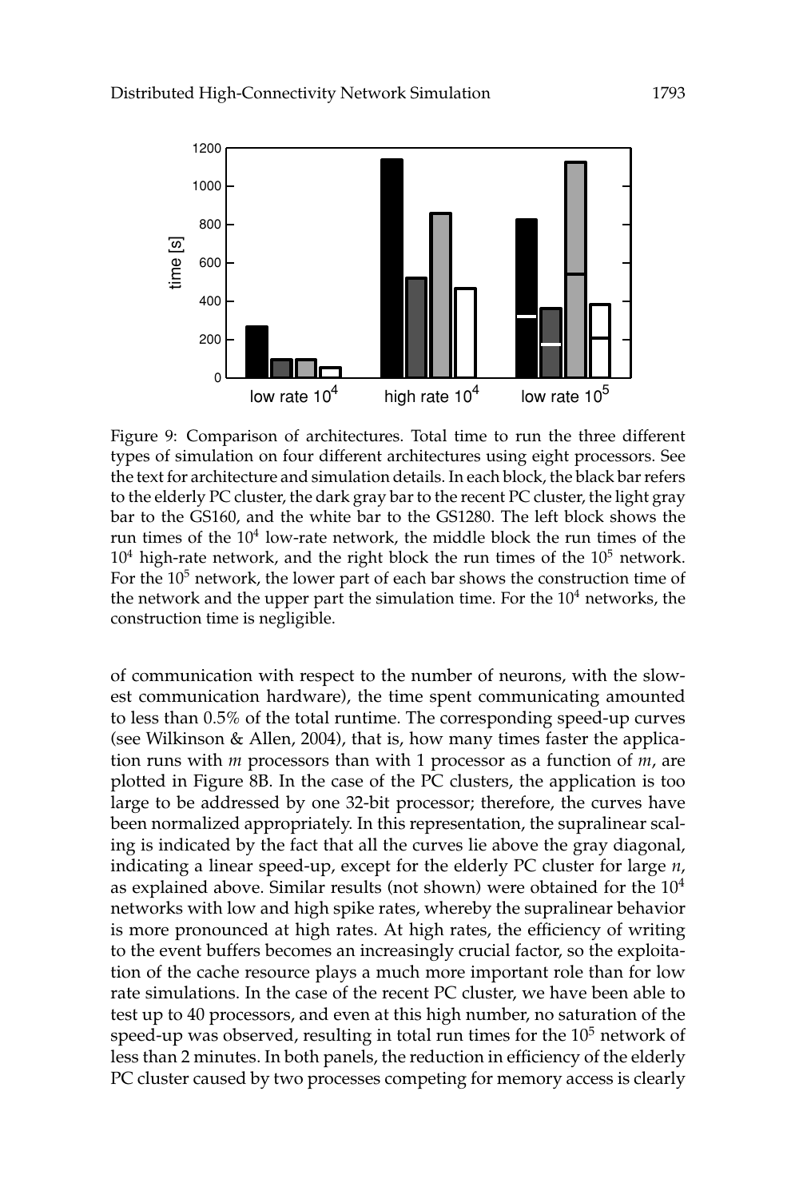Figure 9: Comparison of architectures. Total time to run the three different types of simulation on four different architectures using eight processors. See the text for architecture and simulation details. In each block, the black bar refers to the elderly PC cluster, the dark gray bar to the recent PC cluster, the light gray bar to the GS160, and the white bar to the GS1280. The left block shows the run times of the $10^4$ low-rate network, the middle block the run times of the $10^4$ high-rate network, and the right block the run times of the $10^5$ network. For the $10^5$ network, the lower part of each bar shows the construction time of the network and the upper part the simulation time. For the $10^4$ networks, the construction time is negligible.

of communication with respect to the number of neurons, with the slowest communication hardware), the time spent communicating amounted to less than 0.5% of the total runtime. The corresponding speed-up curves (see Wilkinson & Allen, 2004), that is, how many times faster the application runs with $m$ processors than with 1 processor as a function of $m$, are plotted in Figure 8B. In the case of the PC clusters, the application is too large to be addressed by one 32-bit processor; therefore, the curves have been normalized appropriately. In this representation, the supralinear scaling is indicated by the fact that all the curves lie above the gray diagonal, indicating a linear speed-up, except for the elderly PC cluster for large $n$, as explained above. Similar results (not shown) were obtained for the $10^4$ networks with low and high spike rates, whereby the supralinear behavior is more pronounced at high rates. At high rates, the efficiency of writing to the event buffers becomes an increasingly crucial factor, so the exploitation of the cache resource plays a much more important role than for low rate simulations. In the case of the recent PC cluster, we have been able to test up to 40 processors, and even at this high number, no saturation of the speed-up was observed, resulting in total run times for the $10^5$ network of less than 2 minutes. In both panels, the reduction in efficiency of the elderly PC cluster caused by two processes competing for memory access is clearly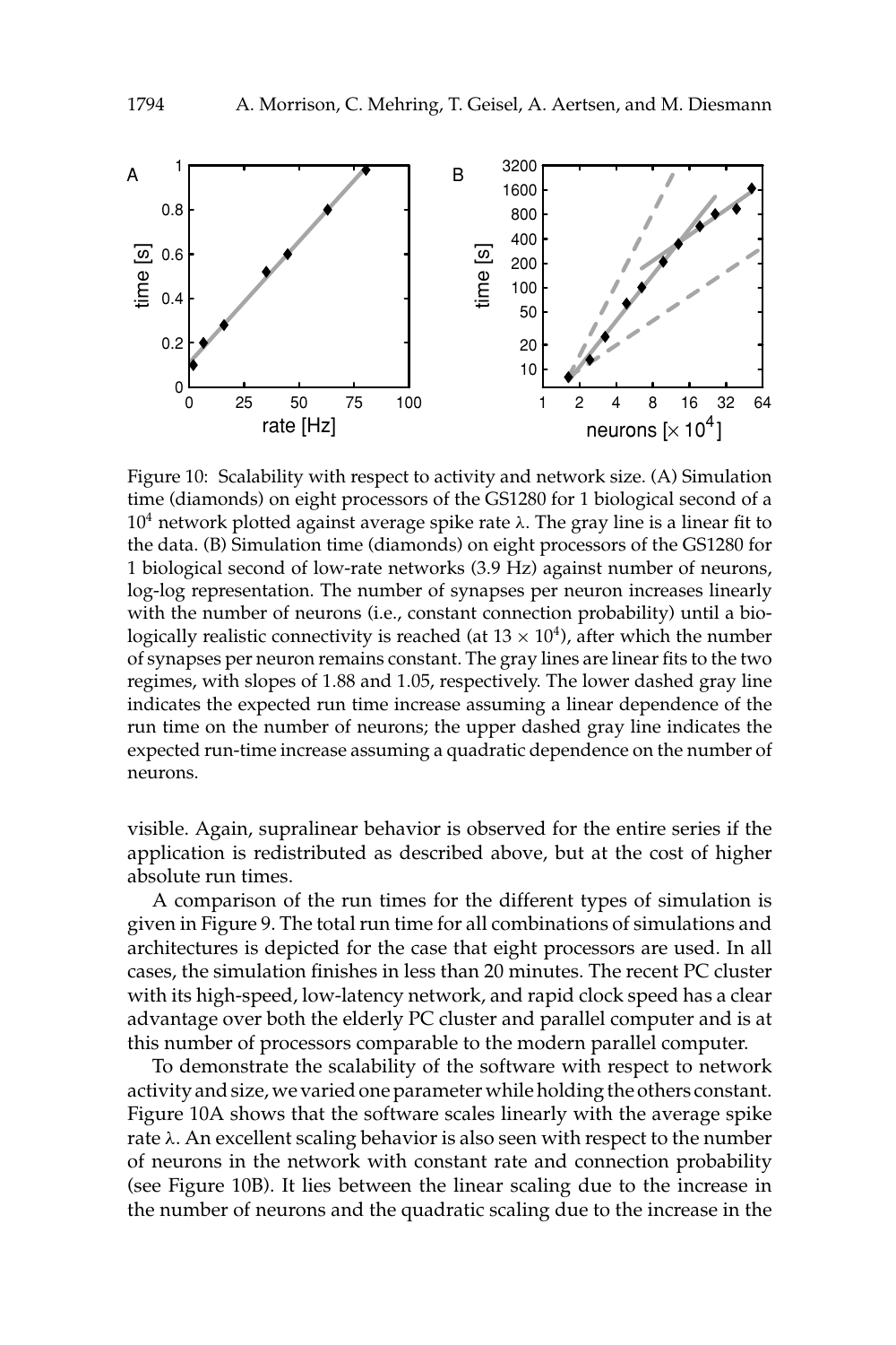Figure 10: Scalability with respect to activity and network size. (A) Simulation time (diamonds) on eight processors of the GS1280 for 1 biological second of a $10^4$ network plotted against average spike rate $\lambda$. The gray line is a linear fit to the data. (B) Simulation time (diamonds) on eight processors of the GS1280 for 1 biological second of low-rate networks (3.9 Hz) against number of neurons, log-log representation. The number of synapses per neuron increases linearly with the number of neurons (i.e., constant connection probability) until a biologically realistic connectivity is reached (at $13 \times 10^4$), after which the number of synapses per neuron remains constant. The gray lines are linear fits to the two regimes, with slopes of 1.88 and 1.05, respectively. The lower dashed gray line indicates the expected run time increase assuming a linear dependence of the run time on the number of neurons; the upper dashed gray line indicates the expected run-time increase assuming a quadratic dependence on the number of neurons.

visible. Again, supralinear behavior is observed for the entire series if the application is redistributed as described above, but at the cost of higher absolute run times.

A comparison of the run times for the different types of simulation is given in Figure 9. The total run time for all combinations of simulations and architectures is depicted for the case that eight processors are used. In all cases, the simulation finishes in less than 20 minutes. The recent PC cluster with its high-speed, low-latency network, and rapid clock speed has a clear advantage over both the elderly PC cluster and parallel computer and is at this number of processors comparable to the modern parallel computer.

To demonstrate the scalability of the software with respect to network activity and size, we varied one parameter while holding the others constant. Figure 10A shows that the software scales linearly with the average spike rate $\lambda$. An excellent scaling behavior is also seen with respect to the number of neurons in the network with constant rate and connection probability (see Figure 10B). It lies between the linear scaling due to the increase in the number of neurons and the quadratic scaling due to the increase in the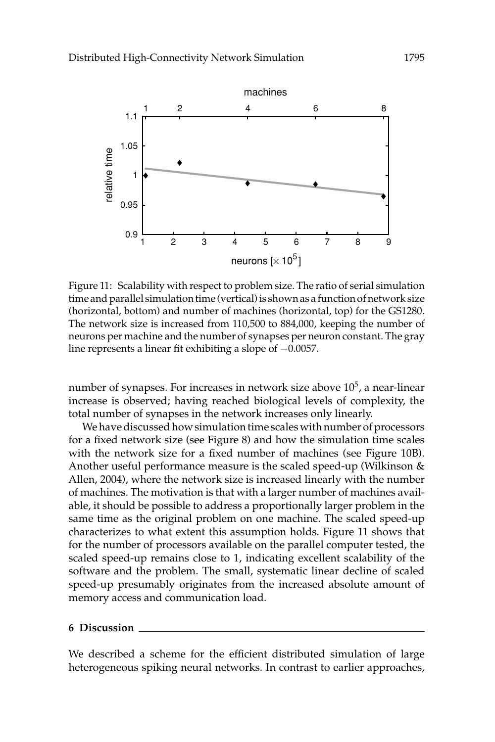Figure 11: Scalability with respect to problem size. The ratio of serial simulation time and parallel simulation time (vertical) is shown as a function of network size (horizontal, bottom) and number of machines (horizontal, top) for the GS1280. The network size is increased from 110,500 to 884,000, keeping the number of neurons per machine and the number of synapses per neuron constant. The gray line represents a linear fit exhibiting a slope of −0.0057.

number of synapses. For increases in network size above $10^5$, a near-linear increase is observed; having reached biological levels of complexity, the total number of synapses in the network increases only linearly.

We have discussed how simulation time scales with number of processors for a fixed network size (see Figure 8) and how the simulation time scales with the network size for a fixed number of machines (see Figure 10B). Another useful performance measure is the scaled speed-up (Wilkinson & Allen, 2004), where the network size is increased linearly with the number of machines. The motivation is that with a larger number of machines available, it should be possible to address a proportionally larger problem in the same time as the original problem on one machine. The scaled speed-up characterizes to what extent this assumption holds. Figure 11 shows that for the number of processors available on the parallel computer tested, the scaled speed-up remains close to 1, indicating excellent scalability of the software and the problem. The small, systematic linear decline of scaled speed-up presumably originates from the increased absolute amount of memory access and communication load.

## 6 Discussion

We described a scheme for the efficient distributed simulation of large heterogeneous spiking neural networks. In contrast to earlier approaches,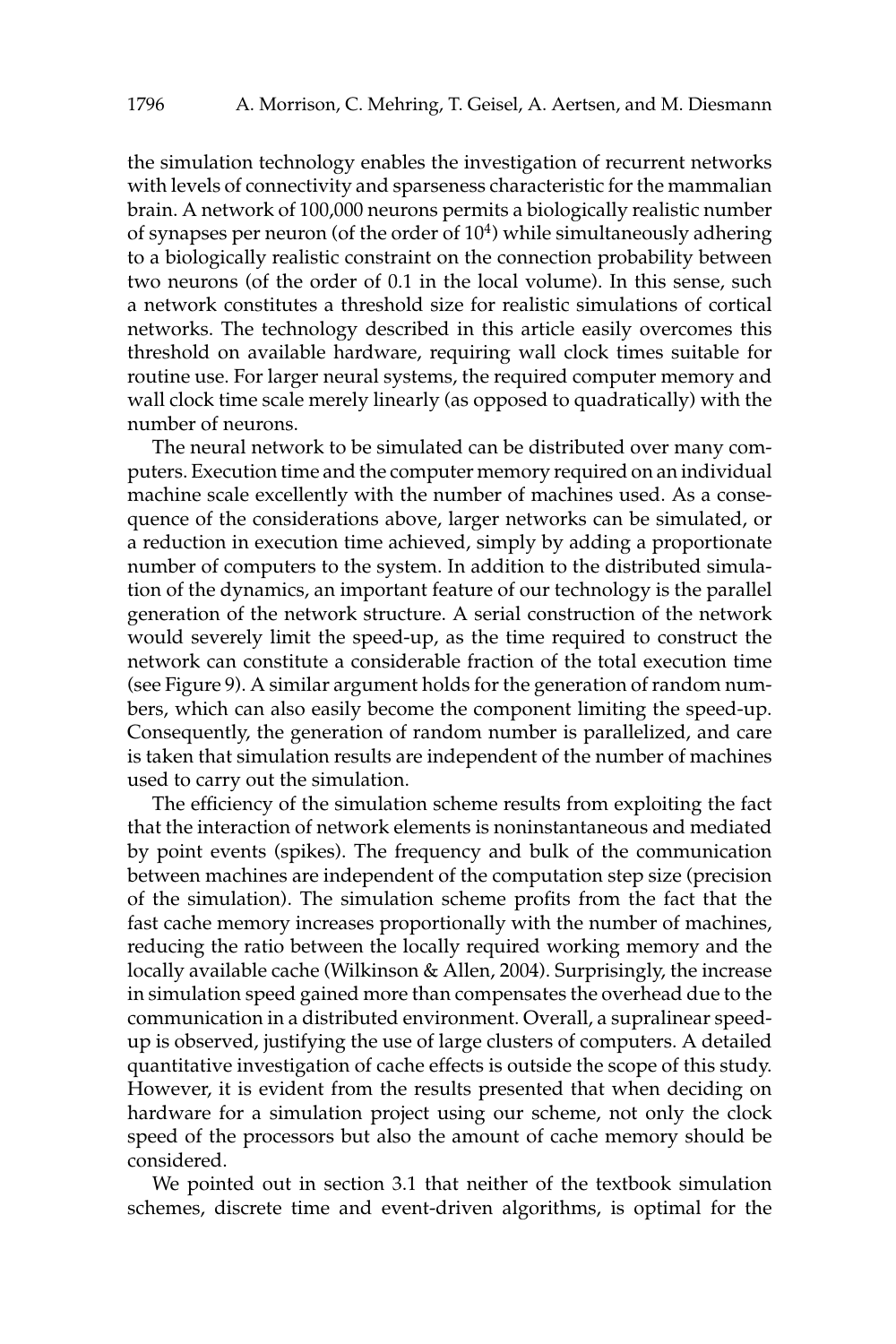the simulation technology enables the investigation of recurrent networks with levels of connectivity and sparseness characteristic for the mammalian brain. A network of 100,000 neurons permits a biologically realistic number of synapses per neuron (of the order of $10^4$) while simultaneously adhering to a biologically realistic constraint on the connection probability between two neurons (of the order of 0.1 in the local volume). In this sense, such a network constitutes a threshold size for realistic simulations of cortical networks. The technology described in this article easily overcomes this threshold on available hardware, requiring wall clock times suitable for routine use. For larger neural systems, the required computer memory and wall clock time scale merely linearly (as opposed to quadratically) with the number of neurons.

The neural network to be simulated can be distributed over many computers. Execution time and the computer memory required on an individual machine scale excellently with the number of machines used. As a consequence of the considerations above, larger networks can be simulated, or a reduction in execution time achieved, simply by adding a proportionate number of computers to the system. In addition to the distributed simulation of the dynamics, an important feature of our technology is the parallel generation of the network structure. A serial construction of the network would severely limit the speed-up, as the time required to construct the network can constitute a considerable fraction of the total execution time (see Figure 9). A similar argument holds for the generation of random numbers, which can also easily become the component limiting the speed-up. Consequently, the generation of random number is parallelized, and care is taken that simulation results are independent of the number of machines used to carry out the simulation.

The efficiency of the simulation scheme results from exploiting the fact that the interaction of network elements is noninstantaneous and mediated by point events (spikes). The frequency and bulk of the communication between machines are independent of the computation step size (precision of the simulation). The simulation scheme profits from the fact that the fast cache memory increases proportionally with the number of machines, reducing the ratio between the locally required working memory and the locally available cache (Wilkinson & Allen, 2004). Surprisingly, the increase in simulation speed gained more than compensates the overhead due to the communication in a distributed environment. Overall, a supralinear speed-up is observed, justifying the use of large clusters of computers. A detailed quantitative investigation of cache effects is outside the scope of this study. However, it is evident from the results presented that when deciding on hardware for a simulation project using our scheme, not only the clock speed of the processors but also the amount of cache memory should be considered.

We pointed out in section 3.1 that neither of the textbook simulation schemes, discrete time and event-driven algorithms, is optimal for the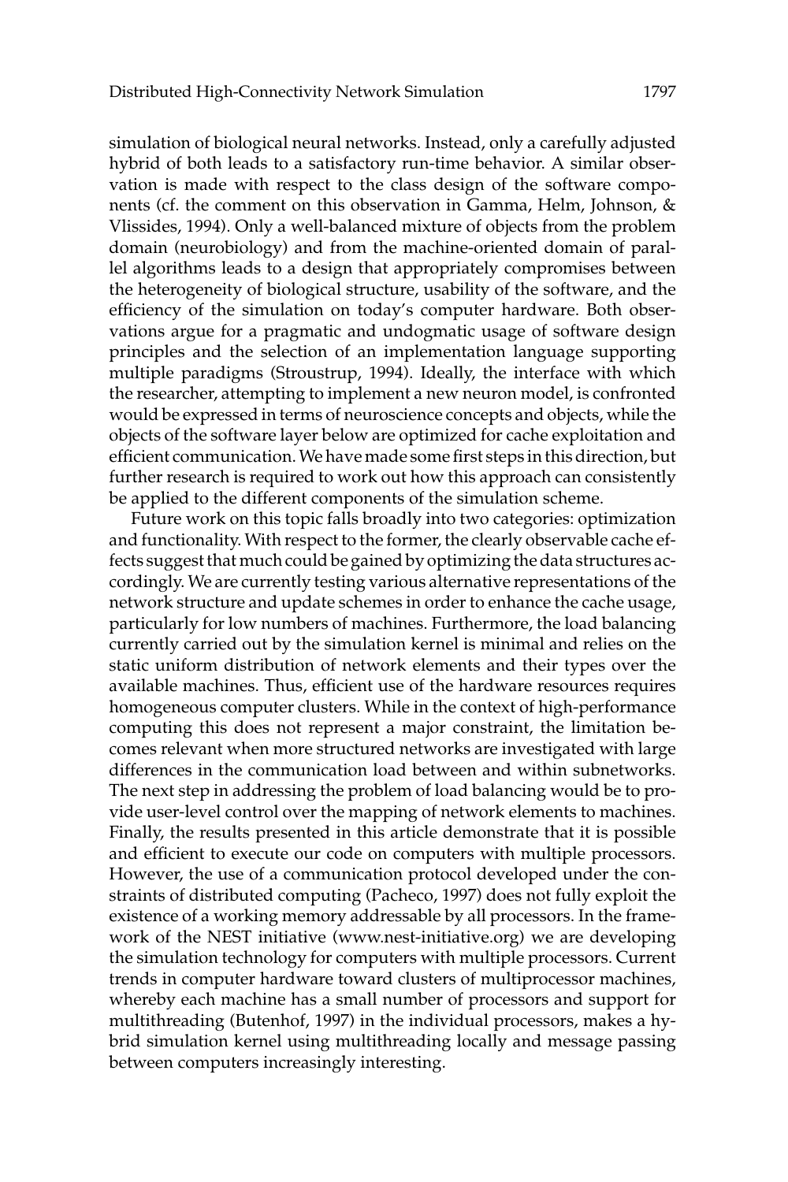simulation of biological neural networks. Instead, only a carefully adjusted hybrid of both leads to a satisfactory run-time behavior. A similar observation is made with respect to the class design of the software components (cf. the comment on this observation in Gamma, Helm, Johnson, & Vlissides, 1994). Only a well-balanced mixture of objects from the problem domain (neurobiology) and from the machine-oriented domain of parallel algorithms leads to a design that appropriately compromises between the heterogeneity of biological structure, usability of the software, and the efficiency of the simulation on today's computer hardware. Both observations argue for a pragmatic and undogmatic usage of software design principles and the selection of an implementation language supporting multiple paradigms (Stroustrup, 1994). Ideally, the interface with which the researcher, attempting to implement a new neuron model, is confronted would be expressed in terms of neuroscience concepts and objects, while the objects of the software layer below are optimized for cache exploitation and efficient communication. We have made some first steps in this direction, but further research is required to work out how this approach can consistently be applied to the different components of the simulation scheme.

Future work on this topic falls broadly into two categories: optimization and functionality. With respect to the former, the clearly observable cache effects suggest that much could be gained by optimizing the data structures accordingly. We are currently testing various alternative representations of the network structure and update schemes in order to enhance the cache usage, particularly for low numbers of machines. Furthermore, the load balancing currently carried out by the simulation kernel is minimal and relies on the static uniform distribution of network elements and their types over the available machines. Thus, efficient use of the hardware resources requires homogeneous computer clusters. While in the context of high-performance computing this does not represent a major constraint, the limitation becomes relevant when more structured networks are investigated with large differences in the communication load between and within subnetworks. The next step in addressing the problem of load balancing would be to provide user-level control over the mapping of network elements to machines. Finally, the results presented in this article demonstrate that it is possible and efficient to execute our code on computers with multiple processors. However, the use of a communication protocol developed under the constraints of distributed computing (Pacheco, 1997) does not fully exploit the existence of a working memory addressable by all processors. In the framework of the NEST initiative (www.nest-initiative.org) we are developing the simulation technology for computers with multiple processors. Current trends in computer hardware toward clusters of multiprocessor machines, whereby each machine has a small number of processors and support for multithreading (Butenhof, 1997) in the individual processors, makes a hybrid simulation kernel using multithreading locally and message passing between computers increasingly interesting.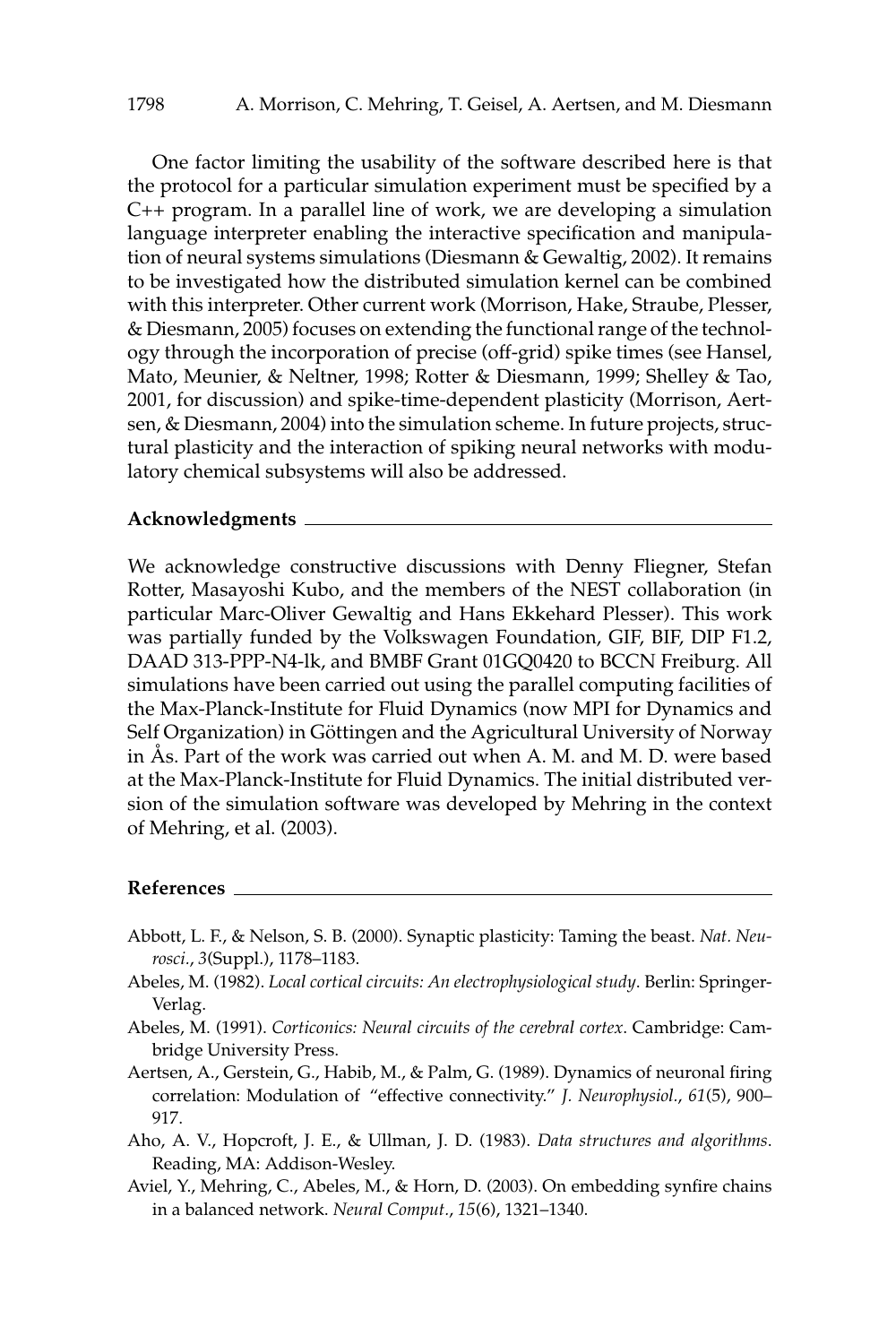One factor limiting the usability of the software described here is that the protocol for a particular simulation experiment must be specified by a C++ program. In a parallel line of work, we are developing a simulation language interpreter enabling the interactive specification and manipulation of neural systems simulations (Diesmann & Gewaltig, 2002). It remains to be investigated how the distributed simulation kernel can be combined with this interpreter. Other current work (Morrison, Hake, Straube, Plesser, & Diesmann, 2005) focuses on extending the functional range of the technology through the incorporation of precise (off-grid) spike times (see Hansel, Mato, Meunier, & Neltner, 1998; Rotter & Diesmann, 1999; Shelley & Tao, 2001, for discussion) and spike-time-dependent plasticity (Morrison, Aertsen, & Diesmann, 2004) into the simulation scheme. In future projects, structural plasticity and the interaction of spiking neural networks with modulatory chemical subsystems will also be addressed.

## Acknowledgments

We acknowledge constructive discussions with Denny Fliegner, Stefan Rotter, Masayoshi Kubo, and the members of the NEST collaboration (in particular Marc-Oliver Gewaltig and Hans Ekkehard Plesser). This work was partially funded by the Volkswagen Foundation, GIF, BIF, DIP F1.2, DAAD 313-PPP-N4-lk, and BMBF Grant 01GQ0420 to BCCN Freiburg. All simulations have been carried out using the parallel computing facilities of the Max-Planck-Institute for Fluid Dynamics (now MPI for Dynamics and Self Organization) in Göttingen and the Agricultural University of Norway in Ås. Part of the work was carried out when A. M. and M. D. were based at the Max-Planck-Institute for Fluid Dynamics. The initial distributed version of the simulation software was developed by Mehring in the context of Mehring, et al. (2003).

## References

Abbott, L. F., & Nelson, S. B. (2000). Synaptic plasticity: Taming the beast. *Nat. Neurosci.*, *3*(Suppl.), 1178–1183.

Abeles, M. (1982). *Local cortical circuits: An electrophysiological study*. Berlin: Springer-Verlag.

Abeles, M. (1991). *Corticonics: Neural circuits of the cerebral cortex*. Cambridge: Cambridge University Press.

Aertsen, A., Gerstein, G., Habib, M., & Palm, G. (1989). Dynamics of neuronal firing correlation: Modulation of "effective connectivity." *J. Neurophysiol.*, *61*(5), 900–917.

Aho, A. V., Hopcroft, J. E., & Ullman, J. D. (1983). *Data structures and algorithms*. Reading, MA: Addison-Wesley.

Aviel, Y., Mehring, C., Abeles, M., & Horn, D. (2003). On embedding synfire chains in a balanced network. *Neural Comput.*, *15*(6), 1321–1340.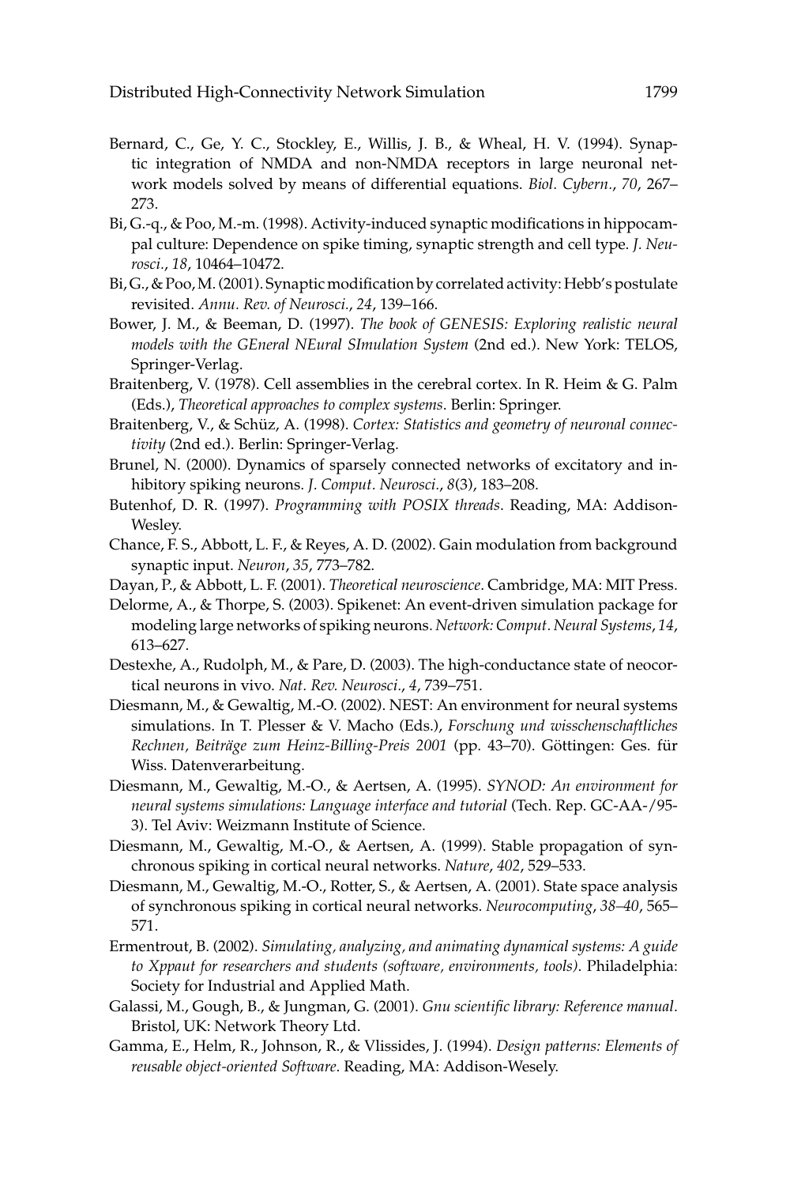Bernard, C., Ge, Y. C., Stockley, E., Willis, J. B., & Wheal, H. V. (1994). Synaptic integration of NMDA and non-NMDA receptors in large neuronal network models solved by means of differential equations. *Biol. Cybern.*, *70*, 267–273.

Bi, G.-q., & Poo, M.-m. (1998). Activity-induced synaptic modifications in hippocampal culture: Dependence on spike timing, synaptic strength and cell type. *J. Neurosci.*, *18*, 10464–10472.

Bi, G., & Poo, M. (2001). Synaptic modification by correlated activity: Hebb's postulate revisited. *Annu. Rev. of Neurosci.*, *24*, 139–166.

Bower, J. M., & Beeman, D. (1997). *The book of GENESIS: Exploring realistic neural models with the GEneral NEural SImulation System* (2nd ed.). New York: TELOS, Springer-Verlag.

Braitenberg, V. (1978). Cell assemblies in the cerebral cortex. In R. Heim & G. Palm (Eds.), *Theoretical approaches to complex systems*. Berlin: Springer.

Braitenberg, V., & Schüz, A. (1998). *Cortex: Statistics and geometry of neuronal connectivity* (2nd ed.). Berlin: Springer-Verlag.

Brunel, N. (2000). Dynamics of sparsely connected networks of excitatory and inhibitory spiking neurons. *J. Comput. Neurosci.*, *8*(3), 183–208.

Butenhof, D. R. (1997). *Programming with POSIX threads*. Reading, MA: Addison-Wesley.

Chance, F. S., Abbott, L. F., & Reyes, A. D. (2002). Gain modulation from background synaptic input. *Neuron*, *35*, 773–782.

Dayan, P., & Abbott, L. F. (2001). *Theoretical neuroscience*. Cambridge, MA: MIT Press.

Delorme, A., & Thorpe, S. (2003). Spikenet: An event-driven simulation package for modeling large networks of spiking neurons. *Network: Comput. Neural Systems*, *14*, 613–627.

Destexhe, A., Rudolph, M., & Pare, D. (2003). The high-conductance state of neocortical neurons in vivo. *Nat. Rev. Neurosci.*, *4*, 739–751.

Diesmann, M., & Gewaltig, M.-O. (2002). NEST: An environment for neural systems simulations. In T. Plesser & V. Macho (Eds.), *Forschung und wisschenschaftliches Rechnen, Beiträge zum Heinz-Billing-Preis 2001* (pp. 43–70). Göttingen: Ges. für Wiss. Datenverarbeitung.

Diesmann, M., Gewaltig, M.-O., & Aertsen, A. (1995). *SYNOD: An environment for neural systems simulations: Language interface and tutorial* (Tech. Rep. GC-AA-/95-3). Tel Aviv: Weizmann Institute of Science.

Diesmann, M., Gewaltig, M.-O., & Aertsen, A. (1999). Stable propagation of synchronous spiking in cortical neural networks. *Nature*, *402*, 529–533.

Diesmann, M., Gewaltig, M.-O., Rotter, S., & Aertsen, A. (2001). State space analysis of synchronous spiking in cortical neural networks. *Neurocomputing*, *38–40*, 565–571.

Ermentrout, B. (2002). *Simulating, analyzing, and animating dynamical systems: A guide to Xppaut for researchers and students (software, environments, tools)*. Philadelphia: Society for Industrial and Applied Math.

Galassi, M., Gough, B., & Jungman, G. (2001). *Gnu scientific library: Reference manual*. Bristol, UK: Network Theory Ltd.

Gamma, E., Helm, R., Johnson, R., & Vlissides, J. (1994). *Design patterns: Elements of reusable object-oriented Software*. Reading, MA: Addison-Wesely.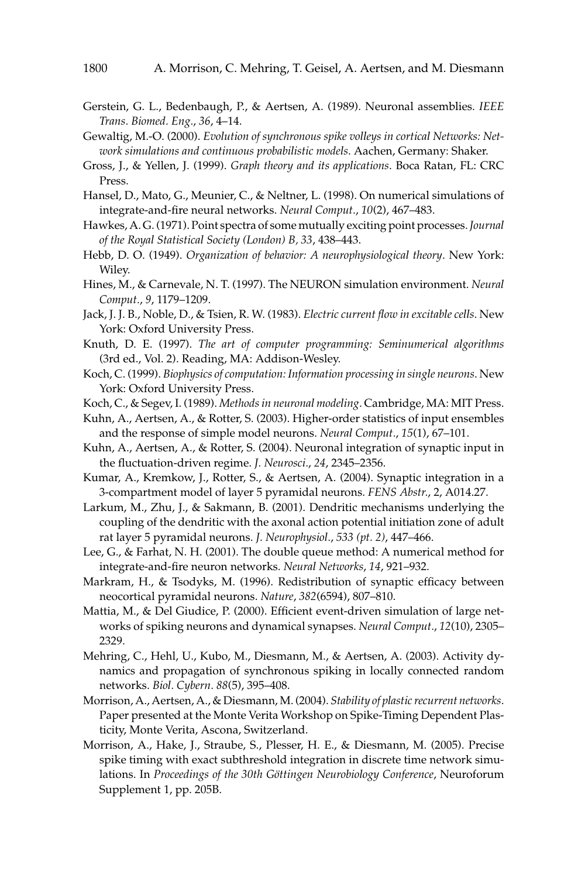Gerstein, G. L., Bedenbaugh, P., & Aertsen, A. (1989). Neuronal assemblies. *IEEE Trans. Biomed. Eng.*, *36*, 4–14.

Gewaltig, M.-O. (2000). *Evolution of synchronous spike volleys in cortical Networks: Network simulations and continuous probabilistic models*. Aachen, Germany: Shaker.

Gross, J., & Yellen, J. (1999). *Graph theory and its applications*. Boca Ratan, FL: CRC Press.

Hansel, D., Mato, G., Meunier, C., & Neltner, L. (1998). On numerical simulations of integrate-and-fire neural networks. *Neural Comput.*, *10*(2), 467–483.

Hawkes, A. G. (1971). Point spectra of some mutually exciting point processes. *Journal of the Royal Statistical Society (London) B, 33*, 438–443.

Hebb, D. O. (1949). *Organization of behavior: A neurophysiological theory*. New York: Wiley.

Hines, M., & Carnevale, N. T. (1997). The NEURON simulation environment. *Neural Comput.*, *9*, 1179–1209.

Jack, J. J. B., Noble, D., & Tsien, R. W. (1983). *Electric current flow in excitable cells*. New York: Oxford University Press.

Knuth, D. E. (1997). *The art of computer programming: Seminumerical algorithms* (3rd ed., Vol. 2). Reading, MA: Addison-Wesley.

Koch, C. (1999). *Biophysics of computation: Information processing in single neurons*. New York: Oxford University Press.

Koch, C., & Segev, I. (1989). *Methods in neuronal modeling*. Cambridge, MA: MIT Press.

Kuhn, A., Aertsen, A., & Rotter, S. (2003). Higher-order statistics of input ensembles and the response of simple model neurons. *Neural Comput.*, *15*(1), 67–101.

Kuhn, A., Aertsen, A., & Rotter, S. (2004). Neuronal integration of synaptic input in the fluctuation-driven regime. *J. Neurosci.*, *24*, 2345–2356.

Kumar, A., Kremkow, J., Rotter, S., & Aertsen, A. (2004). Synaptic integration in a 3-compartment model of layer 5 pyramidal neurons. *FENS Abstr.*, 2, A014.27.

Larkum, M., Zhu, J., & Sakmann, B. (2001). Dendritic mechanisms underlying the coupling of the dendritic with the axonal action potential initiation zone of adult rat layer 5 pyramidal neurons. *J. Neurophysiol.*, *533 (pt. 2)*, 447–466.

Lee, G., & Farhat, N. H. (2001). The double queue method: A numerical method for integrate-and-fire neuron networks. *Neural Networks*, *14*, 921–932.

Markram, H., & Tsodyks, M. (1996). Redistribution of synaptic efficacy between neocortical pyramidal neurons. *Nature*, *382*(6594), 807–810.

Mattia, M., & Del Giudice, P. (2000). Efficient event-driven simulation of large networks of spiking neurons and dynamical synapses. *Neural Comput.*, *12*(10), 2305–2329.

Mehring, C., Hehl, U., Kubo, M., Diesmann, M., & Aertsen, A. (2003). Activity dynamics and propagation of synchronous spiking in locally connected random networks. *Biol. Cybern. 88*(5), 395–408.

Morrison, A., Aertsen, A., & Diesmann, M. (2004). *Stability of plastic recurrent networks*. Paper presented at the Monte Verita Workshop on Spike-Timing Dependent Plasticity, Monte Verita, Ascona, Switzerland.

Morrison, A., Hake, J., Straube, S., Plesser, H. E., & Diesmann, M. (2005). Precise spike timing with exact subthreshold integration in discrete time network simulations. In *Proceedings of the 30th Göttingen Neurobiology Conference*, Neuroforum Supplement 1, pp. 205B.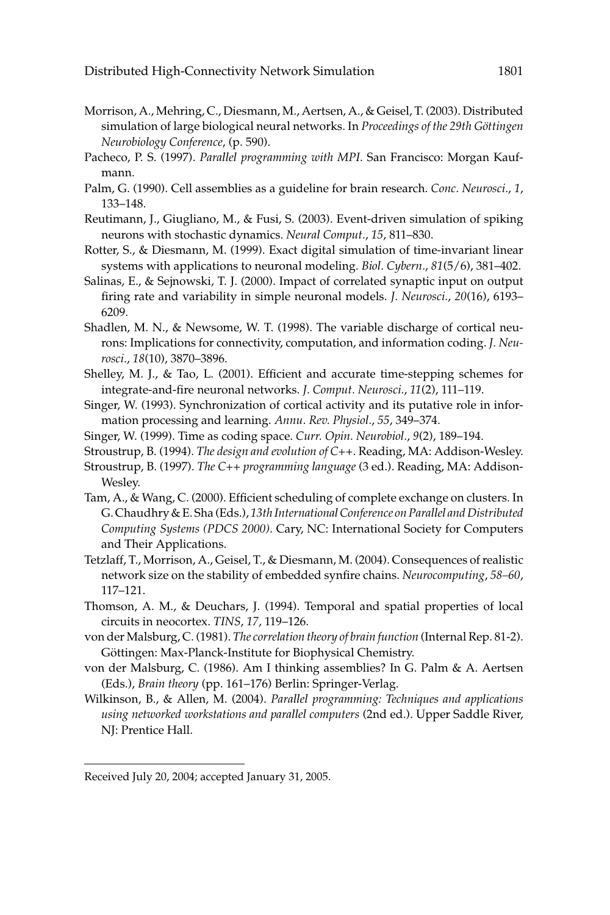Morrison, A., Mehring, C., Diesmann, M., Aertsen, A., & Geisel, T. (2003). Distributed simulation of large biological neural networks. In *Proceedings of the 29th Göttingen Neurobiology Conference*, (p. 590).

Pacheco, P. S. (1997). *Parallel programming with MPI*. San Francisco: Morgan Kaufmann.

Palm, G. (1990). Cell assemblies as a guideline for brain research. *Conc. Neurosci.*, *1*, 133–148.

Reutimann, J., Giugliano, M., & Fusi, S. (2003). Event-driven simulation of spiking neurons with stochastic dynamics. *Neural Comput.*, *15*, 811–830.

Rotter, S., & Diesmann, M. (1999). Exact digital simulation of time-invariant linear systems with applications to neuronal modeling. *Biol. Cybern.*, *81*(5/6), 381–402.

Salinas, E., & Sejnowski, T. J. (2000). Impact of correlated synaptic input on output firing rate and variability in simple neuronal models. *J. Neurosci.*, *20*(16), 6193–6209.

Shadlen, M. N., & Newsome, W. T. (1998). The variable discharge of cortical neurons: Implications for connectivity, computation, and information coding. *J. Neurosci.*, *18*(10), 3870–3896.

Shelley, M. J., & Tao, L. (2001). Efficient and accurate time-stepping schemes for integrate-and-fire neuronal networks. *J. Comput. Neurosci.*, *11*(2), 111–119.

Singer, W. (1993). Synchronization of cortical activity and its putative role in information processing and learning. *Annu. Rev. Physiol.*, *55*, 349–374.

Singer, W. (1999). Time as coding space. *Curr. Opin. Neurobiol.*, *9*(2), 189–194.

Stroustrup, B. (1994). *The design and evolution of C++*. Reading, MA: Addison-Wesley.

Stroustrup, B. (1997). *The C++ programming language* (3 ed.). Reading, MA: Addison-Wesley.

Tam, A., & Wang, C. (2000). Efficient scheduling of complete exchange on clusters. In G. Chaudhry & E. Sha (Eds.), *13th International Conference on Parallel and Distributed Computing Systems (PDCS 2000)*. Cary, NC: International Society for Computers and Their Applications.

Tetzlaff, T., Morrison, A., Geisel, T., & Diesmann, M. (2004). Consequences of realistic network size on the stability of embedded synfire chains. *Neurocomputing*, *58–60*, 117–121.

Thomson, A. M., & Deuchars, J. (1994). Temporal and spatial properties of local circuits in neocortex. *TINS*, *17*, 119–126.

von der Malsburg, C. (1981). *The correlation theory of brain function* (Internal Rep. 81-2). Göttingen: Max-Planck-Institute for Biophysical Chemistry.

von der Malsburg, C. (1986). Am I thinking assemblies? In G. Palm & A. Aertsen (Eds.), *Brain theory* (pp. 161–176) Berlin: Springer-Verlag.

Wilkinson, B., & Allen, M. (2004). *Parallel programming: Techniques and applications using networked workstations and parallel computers* (2nd ed.). Upper Saddle River, NJ: Prentice Hall.

---

Received July 20, 2004; accepted January 31, 2005.